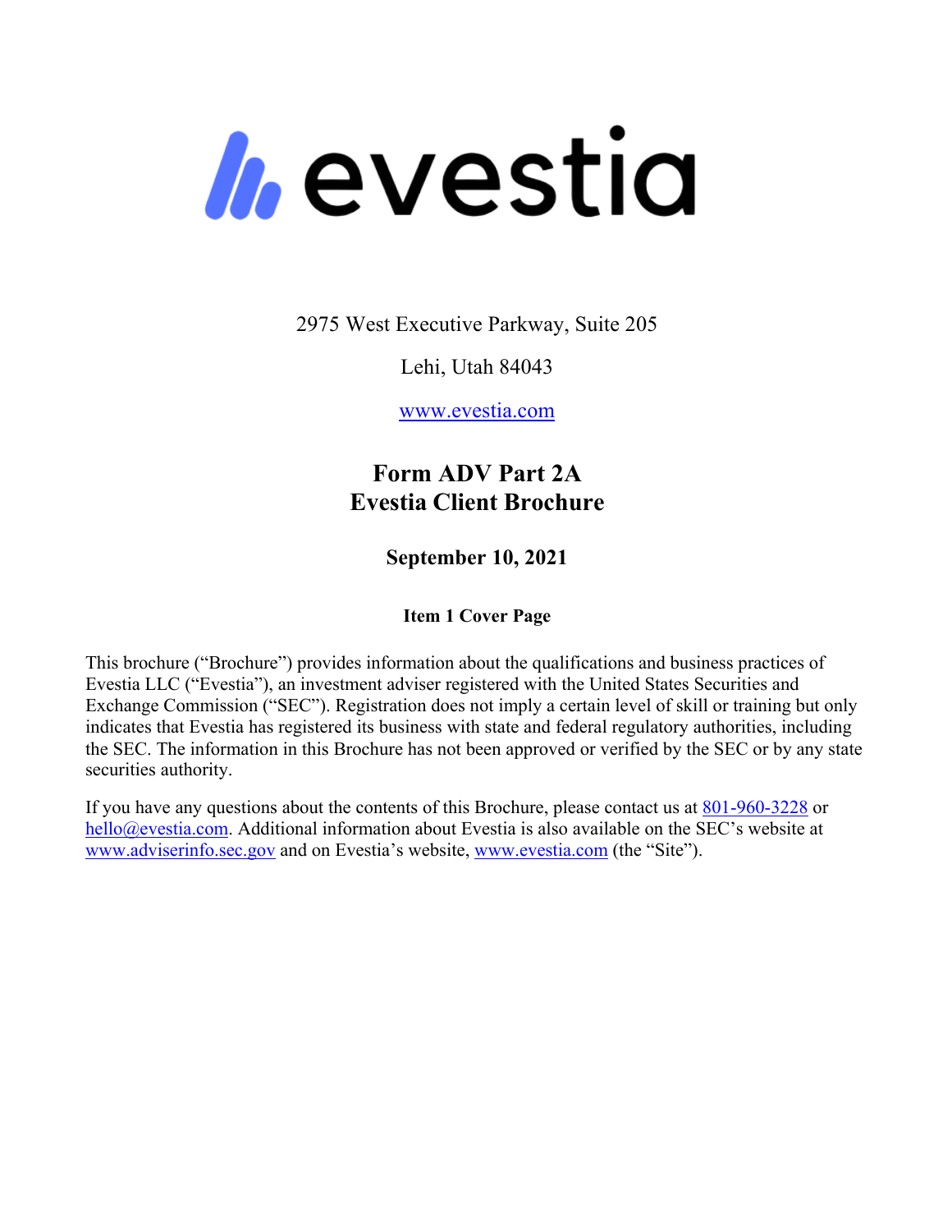# evestia

2975 West Executive Parkway, Suite 205

Lehi, Utah 84043

www.evestia.com

## Form ADV Part 2A
## Evestia Client Brochure

**September 10, 2021**

**Item 1 Cover Page**

This brochure ("Brochure") provides information about the qualifications and business practices of Evestia LLC ("Evestia"), an investment adviser registered with the United States Securities and Exchange Commission ("SEC"). Registration does not imply a certain level of skill or training but only indicates that Evestia has registered its business with state and federal regulatory authorities, including the SEC. The information in this Brochure has not been approved or verified by the SEC or by any state securities authority.

If you have any questions about the contents of this Brochure, please contact us at 801-960-3228 or hello@evestia.com. Additional information about Evestia is also available on the SEC's website at www.adviserinfo.sec.gov and on Evestia's website, www.evestia.com (the "Site").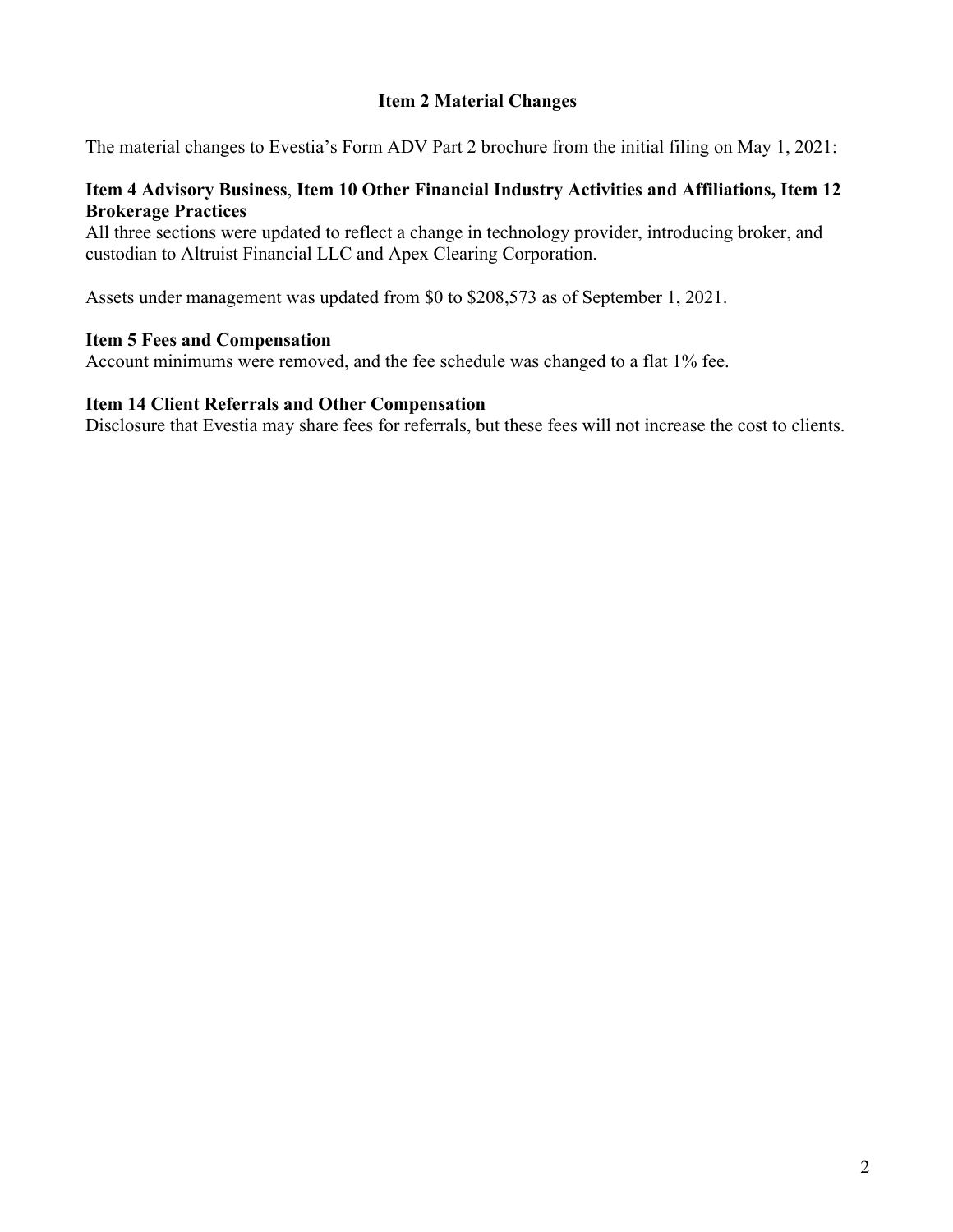# Item 2 Material Changes

The material changes to Evestia's Form ADV Part 2 brochure from the initial filing on May 1, 2021:

**Item 4 Advisory Business**, **Item 10 Other Financial Industry Activities and Affiliations, Item 12 Brokerage Practices**

All three sections were updated to reflect a change in technology provider, introducing broker, and custodian to Altruist Financial LLC and Apex Clearing Corporation.

Assets under management was updated from $0 to $208,573 as of September 1, 2021.

**Item 5 Fees and Compensation**

Account minimums were removed, and the fee schedule was changed to a flat 1% fee.

**Item 14 Client Referrals and Other Compensation**

Disclosure that Evestia may share fees for referrals, but these fees will not increase the cost to clients.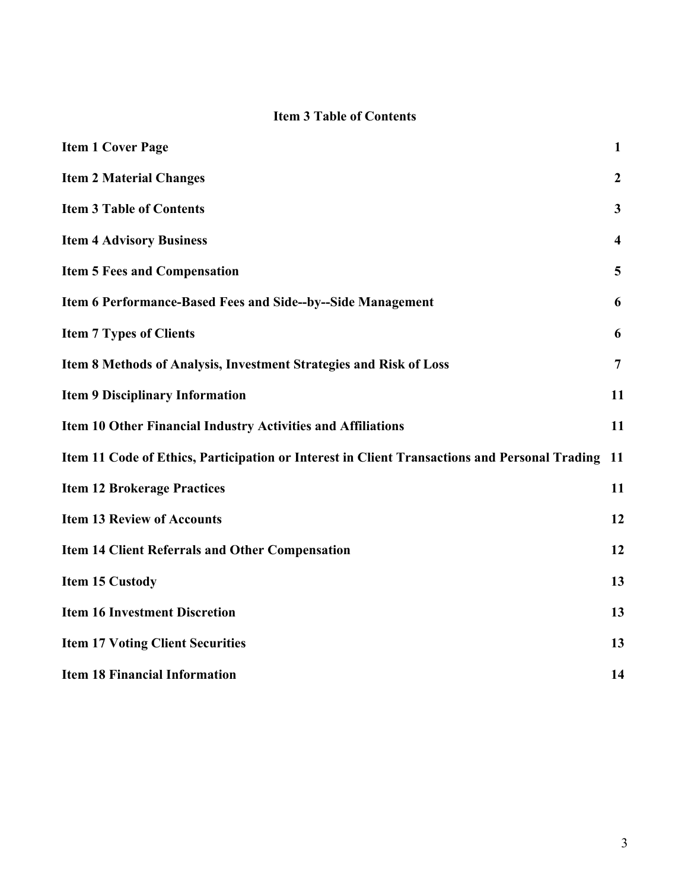# Item 3 Table of Contents

| | |
|---|---|
| **Item 1 Cover Page** | **1** |
| **Item 2 Material Changes** | **2** |
| **Item 3 Table of Contents** | **3** |
| **Item 4 Advisory Business** | **4** |
| **Item 5 Fees and Compensation** | **5** |
| **Item 6 Performance-Based Fees and Side--by--Side Management** | **6** |
| **Item 7 Types of Clients** | **6** |
| **Item 8 Methods of Analysis, Investment Strategies and Risk of Loss** | **7** |
| **Item 9 Disciplinary Information** | **11** |
| **Item 10 Other Financial Industry Activities and Affiliations** | **11** |
| **Item 11 Code of Ethics, Participation or Interest in Client Transactions and Personal Trading** | **11** |
| **Item 12 Brokerage Practices** | **11** |
| **Item 13 Review of Accounts** | **12** |
| **Item 14 Client Referrals and Other Compensation** | **12** |
| **Item 15 Custody** | **13** |
| **Item 16 Investment Discretion** | **13** |
| **Item 17 Voting Client Securities** | **13** |
| **Item 18 Financial Information** | **14** |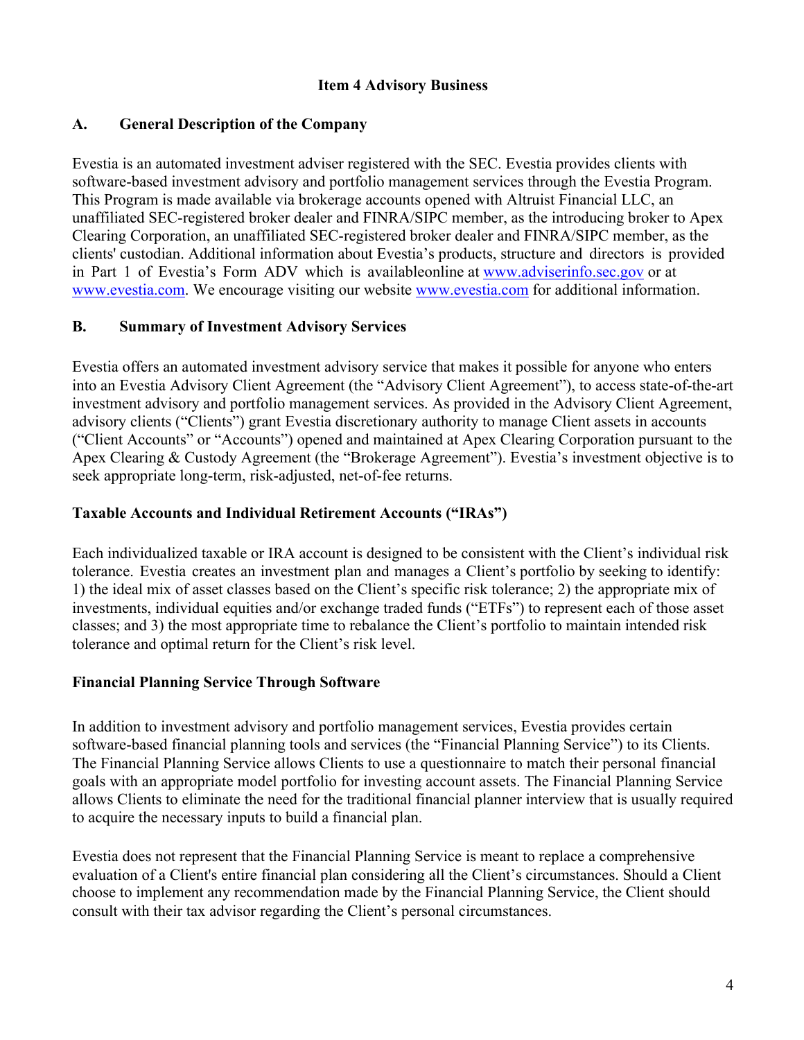# Item 4 Advisory Business

## A. General Description of the Company

Evestia is an automated investment adviser registered with the SEC. Evestia provides clients with software-based investment advisory and portfolio management services through the Evestia Program. This Program is made available via brokerage accounts opened with Altruist Financial LLC, an unaffiliated SEC-registered broker dealer and FINRA/SIPC member, as the introducing broker to Apex Clearing Corporation, an unaffiliated SEC-registered broker dealer and FINRA/SIPC member, as the clients' custodian. Additional information about Evestia's products, structure and directors is provided in Part 1 of Evestia's Form ADV which is availableonline at www.adviserinfo.sec.gov or at www.evestia.com. We encourage visiting our website www.evestia.com for additional information.

## B. Summary of Investment Advisory Services

Evestia offers an automated investment advisory service that makes it possible for anyone who enters into an Evestia Advisory Client Agreement (the "Advisory Client Agreement"), to access state-of-the-art investment advisory and portfolio management services. As provided in the Advisory Client Agreement, advisory clients ("Clients") grant Evestia discretionary authority to manage Client assets in accounts ("Client Accounts" or "Accounts") opened and maintained at Apex Clearing Corporation pursuant to the Apex Clearing & Custody Agreement (the "Brokerage Agreement"). Evestia's investment objective is to seek appropriate long-term, risk-adjusted, net-of-fee returns.

### Taxable Accounts and Individual Retirement Accounts ("IRAs")

Each individualized taxable or IRA account is designed to be consistent with the Client's individual risk tolerance. Evestia creates an investment plan and manages a Client's portfolio by seeking to identify: 1) the ideal mix of asset classes based on the Client's specific risk tolerance; 2) the appropriate mix of investments, individual equities and/or exchange traded funds ("ETFs") to represent each of those asset classes; and 3) the most appropriate time to rebalance the Client's portfolio to maintain intended risk tolerance and optimal return for the Client's risk level.

### Financial Planning Service Through Software

In addition to investment advisory and portfolio management services, Evestia provides certain software-based financial planning tools and services (the "Financial Planning Service") to its Clients. The Financial Planning Service allows Clients to use a questionnaire to match their personal financial goals with an appropriate model portfolio for investing account assets. The Financial Planning Service allows Clients to eliminate the need for the traditional financial planner interview that is usually required to acquire the necessary inputs to build a financial plan.

Evestia does not represent that the Financial Planning Service is meant to replace a comprehensive evaluation of a Client's entire financial plan considering all the Client's circumstances. Should a Client choose to implement any recommendation made by the Financial Planning Service, the Client should consult with their tax advisor regarding the Client's personal circumstances.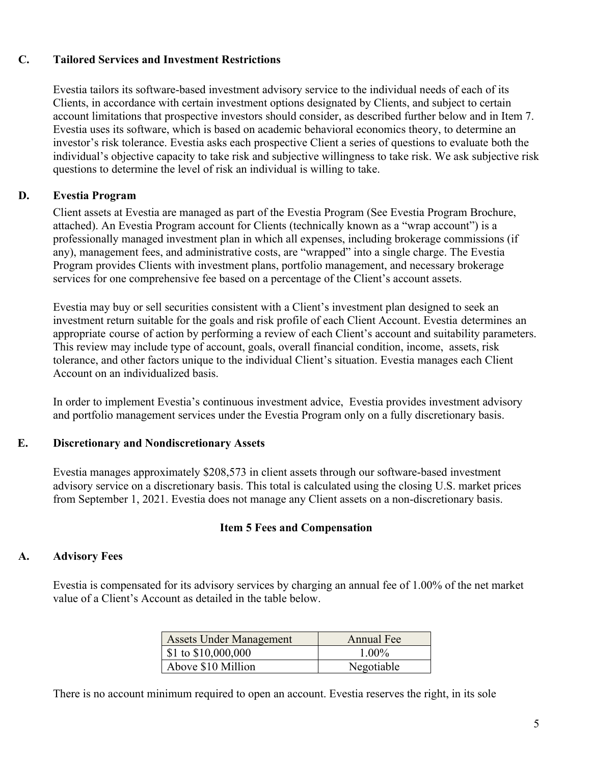### C. Tailored Services and Investment Restrictions

Evestia tailors its software-based investment advisory service to the individual needs of each of its Clients, in accordance with certain investment options designated by Clients, and subject to certain account limitations that prospective investors should consider, as described further below and in Item 7. Evestia uses its software, which is based on academic behavioral economics theory, to determine an investor's risk tolerance. Evestia asks each prospective Client a series of questions to evaluate both the individual's objective capacity to take risk and subjective willingness to take risk. We ask subjective risk questions to determine the level of risk an individual is willing to take.

### D. Evestia Program

Client assets at Evestia are managed as part of the Evestia Program (See Evestia Program Brochure, attached). An Evestia Program account for Clients (technically known as a "wrap account") is a professionally managed investment plan in which all expenses, including brokerage commissions (if any), management fees, and administrative costs, are "wrapped" into a single charge. The Evestia Program provides Clients with investment plans, portfolio management, and necessary brokerage services for one comprehensive fee based on a percentage of the Client's account assets.

Evestia may buy or sell securities consistent with a Client's investment plan designed to seek an investment return suitable for the goals and risk profile of each Client Account. Evestia determines an appropriate course of action by performing a review of each Client's account and suitability parameters. This review may include type of account, goals, overall financial condition, income, assets, risk tolerance, and other factors unique to the individual Client's situation. Evestia manages each Client Account on an individualized basis.

In order to implement Evestia's continuous investment advice, Evestia provides investment advisory and portfolio management services under the Evestia Program only on a fully discretionary basis.

### E. Discretionary and Nondiscretionary Assets

Evestia manages approximately $208,573 in client assets through our software-based investment advisory service on a discretionary basis. This total is calculated using the closing U.S. market prices from September 1, 2021. Evestia does not manage any Client assets on a non-discretionary basis.

## Item 5 Fees and Compensation

### A. Advisory Fees

Evestia is compensated for its advisory services by charging an annual fee of 1.00% of the net market value of a Client's Account as detailed in the table below.

| Assets Under Management | Annual Fee |
| --- | --- |
| $1 to $10,000,000 | 1.00% |
| Above $10 Million | Negotiable |

There is no account minimum required to open an account. Evestia reserves the right, in its sole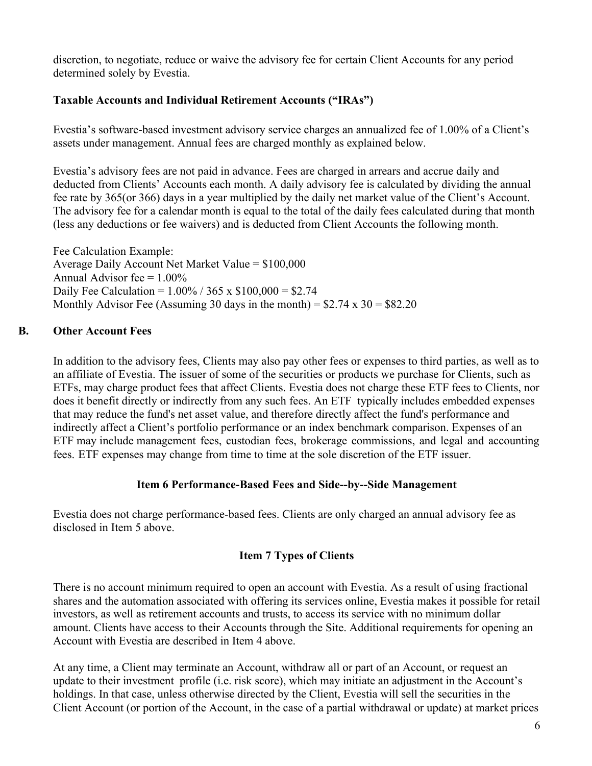discretion, to negotiate, reduce or waive the advisory fee for certain Client Accounts for any period determined solely by Evestia.

**Taxable Accounts and Individual Retirement Accounts ("IRAs")**

Evestia's software-based investment advisory service charges an annualized fee of 1.00% of a Client's assets under management. Annual fees are charged monthly as explained below.

Evestia's advisory fees are not paid in advance. Fees are charged in arrears and accrue daily and deducted from Clients' Accounts each month. A daily advisory fee is calculated by dividing the annual fee rate by 365(or 366) days in a year multiplied by the daily net market value of the Client's Account. The advisory fee for a calendar month is equal to the total of the daily fees calculated during that month (less any deductions or fee waivers) and is deducted from Client Accounts the following month.

Fee Calculation Example:
Average Daily Account Net Market Value = $100,000
Annual Advisor fee = 1.00%
Daily Fee Calculation = 1.00% / 365 x $100,000 = $2.74
Monthly Advisor Fee (Assuming 30 days in the month) = $2.74 x 30 = $82.20

## B. Other Account Fees

In addition to the advisory fees, Clients may also pay other fees or expenses to third parties, as well as to an affiliate of Evestia. The issuer of some of the securities or products we purchase for Clients, such as ETFs, may charge product fees that affect Clients. Evestia does not charge these ETF fees to Clients, nor does it benefit directly or indirectly from any such fees. An ETF typically includes embedded expenses that may reduce the fund's net asset value, and therefore directly affect the fund's performance and indirectly affect a Client's portfolio performance or an index benchmark comparison. Expenses of an ETF may include management fees, custodian fees, brokerage commissions, and legal and accounting fees. ETF expenses may change from time to time at the sole discretion of the ETF issuer.

## Item 6 Performance-Based Fees and Side--by--Side Management

Evestia does not charge performance-based fees. Clients are only charged an annual advisory fee as disclosed in Item 5 above.

## Item 7 Types of Clients

There is no account minimum required to open an account with Evestia. As a result of using fractional shares and the automation associated with offering its services online, Evestia makes it possible for retail investors, as well as retirement accounts and trusts, to access its service with no minimum dollar amount. Clients have access to their Accounts through the Site. Additional requirements for opening an Account with Evestia are described in Item 4 above.

At any time, a Client may terminate an Account, withdraw all or part of an Account, or request an update to their investment profile (i.e. risk score), which may initiate an adjustment in the Account's holdings. In that case, unless otherwise directed by the Client, Evestia will sell the securities in the Client Account (or portion of the Account, in the case of a partial withdrawal or update) at market prices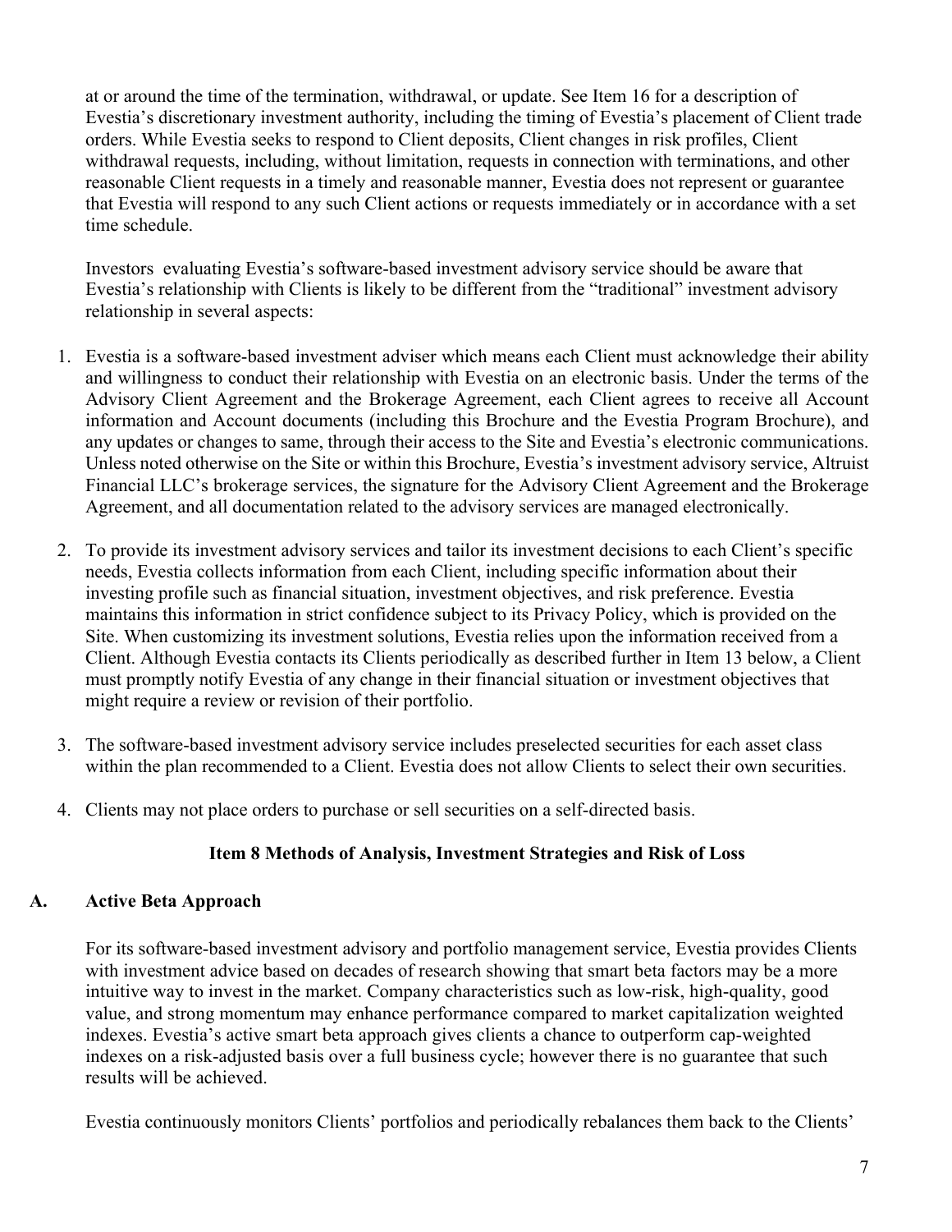at or around the time of the termination, withdrawal, or update. See Item 16 for a description of Evestia's discretionary investment authority, including the timing of Evestia's placement of Client trade orders. While Evestia seeks to respond to Client deposits, Client changes in risk profiles, Client withdrawal requests, including, without limitation, requests in connection with terminations, and other reasonable Client requests in a timely and reasonable manner, Evestia does not represent or guarantee that Evestia will respond to any such Client actions or requests immediately or in accordance with a set time schedule.

Investors evaluating Evestia's software-based investment advisory service should be aware that Evestia's relationship with Clients is likely to be different from the "traditional" investment advisory relationship in several aspects:

1. Evestia is a software-based investment adviser which means each Client must acknowledge their ability and willingness to conduct their relationship with Evestia on an electronic basis. Under the terms of the Advisory Client Agreement and the Brokerage Agreement, each Client agrees to receive all Account information and Account documents (including this Brochure and the Evestia Program Brochure), and any updates or changes to same, through their access to the Site and Evestia's electronic communications. Unless noted otherwise on the Site or within this Brochure, Evestia's investment advisory service, Altruist Financial LLC's brokerage services, the signature for the Advisory Client Agreement and the Brokerage Agreement, and all documentation related to the advisory services are managed electronically.

2. To provide its investment advisory services and tailor its investment decisions to each Client's specific needs, Evestia collects information from each Client, including specific information about their investing profile such as financial situation, investment objectives, and risk preference. Evestia maintains this information in strict confidence subject to its Privacy Policy, which is provided on the Site. When customizing its investment solutions, Evestia relies upon the information received from a Client. Although Evestia contacts its Clients periodically as described further in Item 13 below, a Client must promptly notify Evestia of any change in their financial situation or investment objectives that might require a review or revision of their portfolio.

3. The software-based investment advisory service includes preselected securities for each asset class within the plan recommended to a Client. Evestia does not allow Clients to select their own securities.

4. Clients may not place orders to purchase or sell securities on a self-directed basis.

## Item 8 Methods of Analysis, Investment Strategies and Risk of Loss

### A. Active Beta Approach

For its software-based investment advisory and portfolio management service, Evestia provides Clients with investment advice based on decades of research showing that smart beta factors may be a more intuitive way to invest in the market. Company characteristics such as low-risk, high-quality, good value, and strong momentum may enhance performance compared to market capitalization weighted indexes. Evestia's active smart beta approach gives clients a chance to outperform cap-weighted indexes on a risk-adjusted basis over a full business cycle; however there is no guarantee that such results will be achieved.

Evestia continuously monitors Clients' portfolios and periodically rebalances them back to the Clients'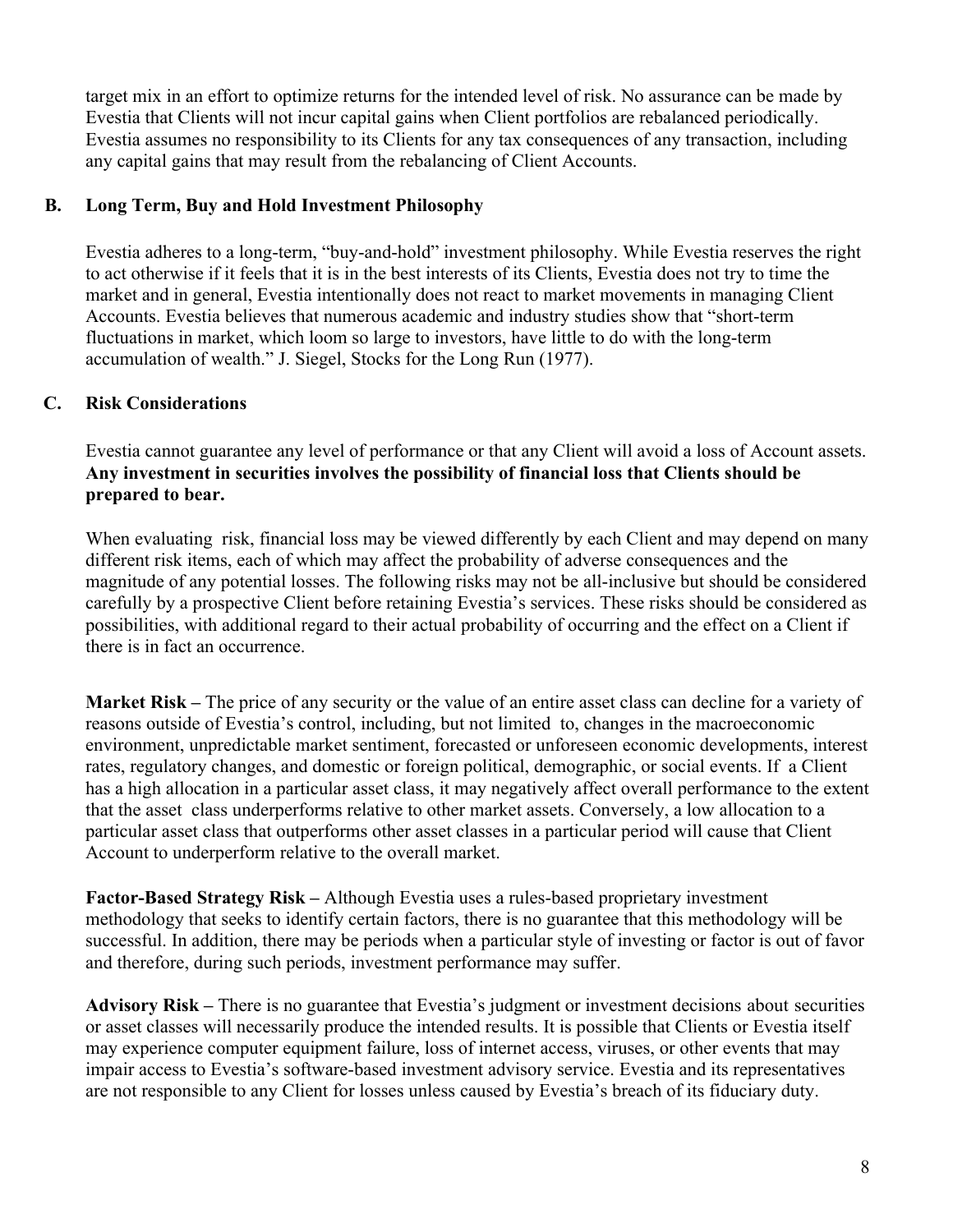target mix in an effort to optimize returns for the intended level of risk. No assurance can be made by Evestia that Clients will not incur capital gains when Client portfolios are rebalanced periodically. Evestia assumes no responsibility to its Clients for any tax consequences of any transaction, including any capital gains that may result from the rebalancing of Client Accounts.

## B. Long Term, Buy and Hold Investment Philosophy

Evestia adheres to a long-term, "buy-and-hold" investment philosophy. While Evestia reserves the right to act otherwise if it feels that it is in the best interests of its Clients, Evestia does not try to time the market and in general, Evestia intentionally does not react to market movements in managing Client Accounts. Evestia believes that numerous academic and industry studies show that "short-term fluctuations in market, which loom so large to investors, have little to do with the long-term accumulation of wealth." J. Siegel, Stocks for the Long Run (1977).

## C. Risk Considerations

Evestia cannot guarantee any level of performance or that any Client will avoid a loss of Account assets. **Any investment in securities involves the possibility of financial loss that Clients should be prepared to bear.**

When evaluating risk, financial loss may be viewed differently by each Client and may depend on many different risk items, each of which may affect the probability of adverse consequences and the magnitude of any potential losses. The following risks may not be all-inclusive but should be considered carefully by a prospective Client before retaining Evestia's services. These risks should be considered as possibilities, with additional regard to their actual probability of occurring and the effect on a Client if there is in fact an occurrence.

**Market Risk –** The price of any security or the value of an entire asset class can decline for a variety of reasons outside of Evestia's control, including, but not limited to, changes in the macroeconomic environment, unpredictable market sentiment, forecasted or unforeseen economic developments, interest rates, regulatory changes, and domestic or foreign political, demographic, or social events. If a Client has a high allocation in a particular asset class, it may negatively affect overall performance to the extent that the asset class underperforms relative to other market assets. Conversely, a low allocation to a particular asset class that outperforms other asset classes in a particular period will cause that Client Account to underperform relative to the overall market.

**Factor-Based Strategy Risk –** Although Evestia uses a rules-based proprietary investment methodology that seeks to identify certain factors, there is no guarantee that this methodology will be successful. In addition, there may be periods when a particular style of investing or factor is out of favor and therefore, during such periods, investment performance may suffer.

**Advisory Risk –** There is no guarantee that Evestia's judgment or investment decisions about securities or asset classes will necessarily produce the intended results. It is possible that Clients or Evestia itself may experience computer equipment failure, loss of internet access, viruses, or other events that may impair access to Evestia's software-based investment advisory service. Evestia and its representatives are not responsible to any Client for losses unless caused by Evestia's breach of its fiduciary duty.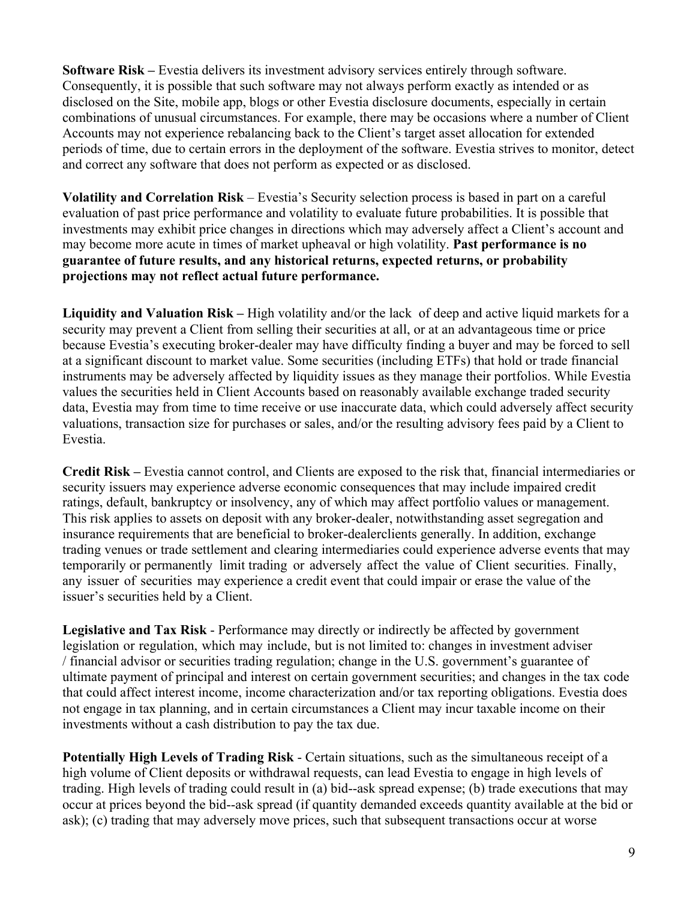**Software Risk –** Evestia delivers its investment advisory services entirely through software. Consequently, it is possible that such software may not always perform exactly as intended or as disclosed on the Site, mobile app, blogs or other Evestia disclosure documents, especially in certain combinations of unusual circumstances. For example, there may be occasions where a number of Client Accounts may not experience rebalancing back to the Client's target asset allocation for extended periods of time, due to certain errors in the deployment of the software. Evestia strives to monitor, detect and correct any software that does not perform as expected or as disclosed.

**Volatility and Correlation Risk** – Evestia's Security selection process is based in part on a careful evaluation of past price performance and volatility to evaluate future probabilities. It is possible that investments may exhibit price changes in directions which may adversely affect a Client's account and may become more acute in times of market upheaval or high volatility. **Past performance is no guarantee of future results, and any historical returns, expected returns, or probability projections may not reflect actual future performance.**

**Liquidity and Valuation Risk –** High volatility and/or the lack of deep and active liquid markets for a security may prevent a Client from selling their securities at all, or at an advantageous time or price because Evestia's executing broker-dealer may have difficulty finding a buyer and may be forced to sell at a significant discount to market value. Some securities (including ETFs) that hold or trade financial instruments may be adversely affected by liquidity issues as they manage their portfolios. While Evestia values the securities held in Client Accounts based on reasonably available exchange traded security data, Evestia may from time to time receive or use inaccurate data, which could adversely affect security valuations, transaction size for purchases or sales, and/or the resulting advisory fees paid by a Client to Evestia.

**Credit Risk –** Evestia cannot control, and Clients are exposed to the risk that, financial intermediaries or security issuers may experience adverse economic consequences that may include impaired credit ratings, default, bankruptcy or insolvency, any of which may affect portfolio values or management. This risk applies to assets on deposit with any broker-dealer, notwithstanding asset segregation and insurance requirements that are beneficial to broker-dealerclients generally. In addition, exchange trading venues or trade settlement and clearing intermediaries could experience adverse events that may temporarily or permanently limit trading or adversely affect the value of Client securities. Finally, any issuer of securities may experience a credit event that could impair or erase the value of the issuer's securities held by a Client.

**Legislative and Tax Risk** - Performance may directly or indirectly be affected by government legislation or regulation, which may include, but is not limited to: changes in investment adviser / financial advisor or securities trading regulation; change in the U.S. government's guarantee of ultimate payment of principal and interest on certain government securities; and changes in the tax code that could affect interest income, income characterization and/or tax reporting obligations. Evestia does not engage in tax planning, and in certain circumstances a Client may incur taxable income on their investments without a cash distribution to pay the tax due.

**Potentially High Levels of Trading Risk** - Certain situations, such as the simultaneous receipt of a high volume of Client deposits or withdrawal requests, can lead Evestia to engage in high levels of trading. High levels of trading could result in (a) bid--ask spread expense; (b) trade executions that may occur at prices beyond the bid--ask spread (if quantity demanded exceeds quantity available at the bid or ask); (c) trading that may adversely move prices, such that subsequent transactions occur at worse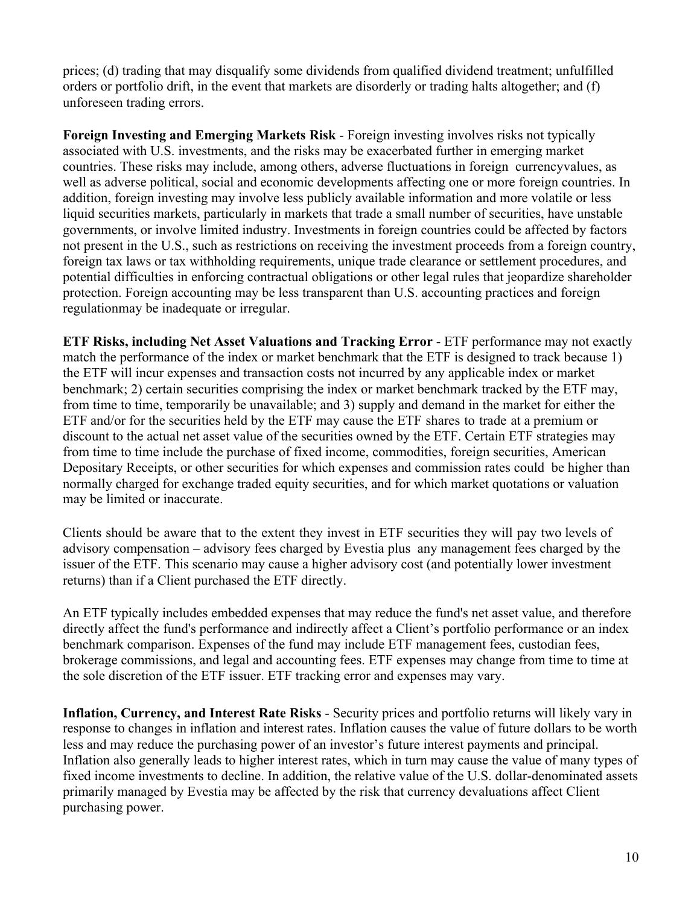prices; (d) trading that may disqualify some dividends from qualified dividend treatment; unfulfilled orders or portfolio drift, in the event that markets are disorderly or trading halts altogether; and (f) unforeseen trading errors.

**Foreign Investing and Emerging Markets Risk** - Foreign investing involves risks not typically associated with U.S. investments, and the risks may be exacerbated further in emerging market countries. These risks may include, among others, adverse fluctuations in foreign currencyvalues, as well as adverse political, social and economic developments affecting one or more foreign countries. In addition, foreign investing may involve less publicly available information and more volatile or less liquid securities markets, particularly in markets that trade a small number of securities, have unstable governments, or involve limited industry. Investments in foreign countries could be affected by factors not present in the U.S., such as restrictions on receiving the investment proceeds from a foreign country, foreign tax laws or tax withholding requirements, unique trade clearance or settlement procedures, and potential difficulties in enforcing contractual obligations or other legal rules that jeopardize shareholder protection. Foreign accounting may be less transparent than U.S. accounting practices and foreign regulationmay be inadequate or irregular.

**ETF Risks, including Net Asset Valuations and Tracking Error** - ETF performance may not exactly match the performance of the index or market benchmark that the ETF is designed to track because 1) the ETF will incur expenses and transaction costs not incurred by any applicable index or market benchmark; 2) certain securities comprising the index or market benchmark tracked by the ETF may, from time to time, temporarily be unavailable; and 3) supply and demand in the market for either the ETF and/or for the securities held by the ETF may cause the ETF shares to trade at a premium or discount to the actual net asset value of the securities owned by the ETF. Certain ETF strategies may from time to time include the purchase of fixed income, commodities, foreign securities, American Depositary Receipts, or other securities for which expenses and commission rates could be higher than normally charged for exchange traded equity securities, and for which market quotations or valuation may be limited or inaccurate.

Clients should be aware that to the extent they invest in ETF securities they will pay two levels of advisory compensation – advisory fees charged by Evestia plus any management fees charged by the issuer of the ETF. This scenario may cause a higher advisory cost (and potentially lower investment returns) than if a Client purchased the ETF directly.

An ETF typically includes embedded expenses that may reduce the fund's net asset value, and therefore directly affect the fund's performance and indirectly affect a Client's portfolio performance or an index benchmark comparison. Expenses of the fund may include ETF management fees, custodian fees, brokerage commissions, and legal and accounting fees. ETF expenses may change from time to time at the sole discretion of the ETF issuer. ETF tracking error and expenses may vary.

**Inflation, Currency, and Interest Rate Risks** - Security prices and portfolio returns will likely vary in response to changes in inflation and interest rates. Inflation causes the value of future dollars to be worth less and may reduce the purchasing power of an investor's future interest payments and principal. Inflation also generally leads to higher interest rates, which in turn may cause the value of many types of fixed income investments to decline. In addition, the relative value of the U.S. dollar-denominated assets primarily managed by Evestia may be affected by the risk that currency devaluations affect Client purchasing power.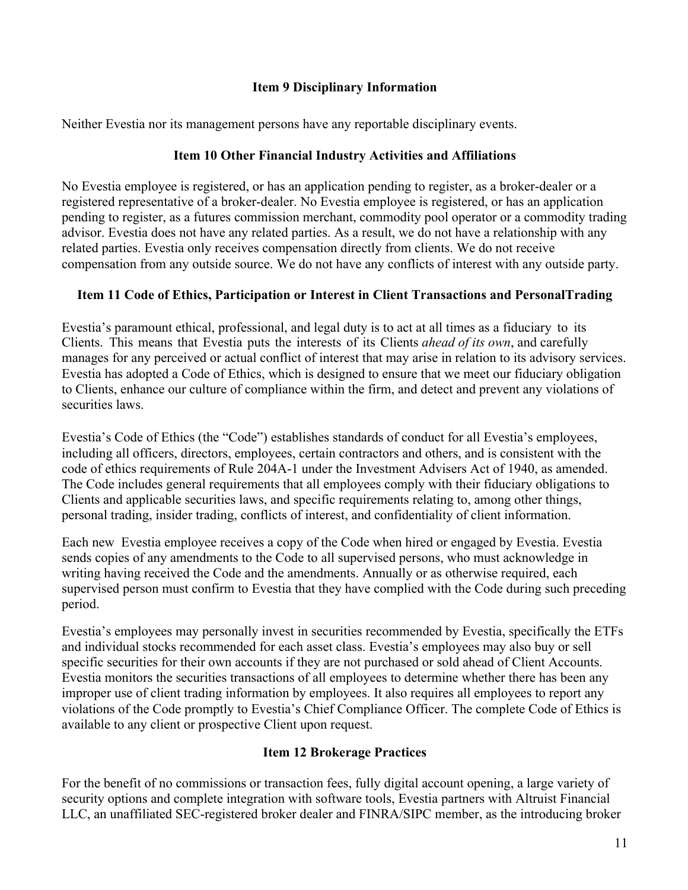## Item 9 Disciplinary Information

Neither Evestia nor its management persons have any reportable disciplinary events.

## Item 10 Other Financial Industry Activities and Affiliations

No Evestia employee is registered, or has an application pending to register, as a broker-dealer or a registered representative of a broker-dealer. No Evestia employee is registered, or has an application pending to register, as a futures commission merchant, commodity pool operator or a commodity trading advisor. Evestia does not have any related parties. As a result, we do not have a relationship with any related parties. Evestia only receives compensation directly from clients. We do not receive compensation from any outside source. We do not have any conflicts of interest with any outside party.

## Item 11 Code of Ethics, Participation or Interest in Client Transactions and PersonalTrading

Evestia's paramount ethical, professional, and legal duty is to act at all times as a fiduciary to its Clients. This means that Evestia puts the interests of its Clients *ahead of its own*, and carefully manages for any perceived or actual conflict of interest that may arise in relation to its advisory services. Evestia has adopted a Code of Ethics, which is designed to ensure that we meet our fiduciary obligation to Clients, enhance our culture of compliance within the firm, and detect and prevent any violations of securities laws.

Evestia's Code of Ethics (the "Code") establishes standards of conduct for all Evestia's employees, including all officers, directors, employees, certain contractors and others, and is consistent with the code of ethics requirements of Rule 204A-1 under the Investment Advisers Act of 1940, as amended. The Code includes general requirements that all employees comply with their fiduciary obligations to Clients and applicable securities laws, and specific requirements relating to, among other things, personal trading, insider trading, conflicts of interest, and confidentiality of client information.

Each new Evestia employee receives a copy of the Code when hired or engaged by Evestia. Evestia sends copies of any amendments to the Code to all supervised persons, who must acknowledge in writing having received the Code and the amendments. Annually or as otherwise required, each supervised person must confirm to Evestia that they have complied with the Code during such preceding period.

Evestia's employees may personally invest in securities recommended by Evestia, specifically the ETFs and individual stocks recommended for each asset class. Evestia's employees may also buy or sell specific securities for their own accounts if they are not purchased or sold ahead of Client Accounts. Evestia monitors the securities transactions of all employees to determine whether there has been any improper use of client trading information by employees. It also requires all employees to report any violations of the Code promptly to Evestia's Chief Compliance Officer. The complete Code of Ethics is available to any client or prospective Client upon request.

## Item 12 Brokerage Practices

For the benefit of no commissions or transaction fees, fully digital account opening, a large variety of security options and complete integration with software tools, Evestia partners with Altruist Financial LLC, an unaffiliated SEC-registered broker dealer and FINRA/SIPC member, as the introducing broker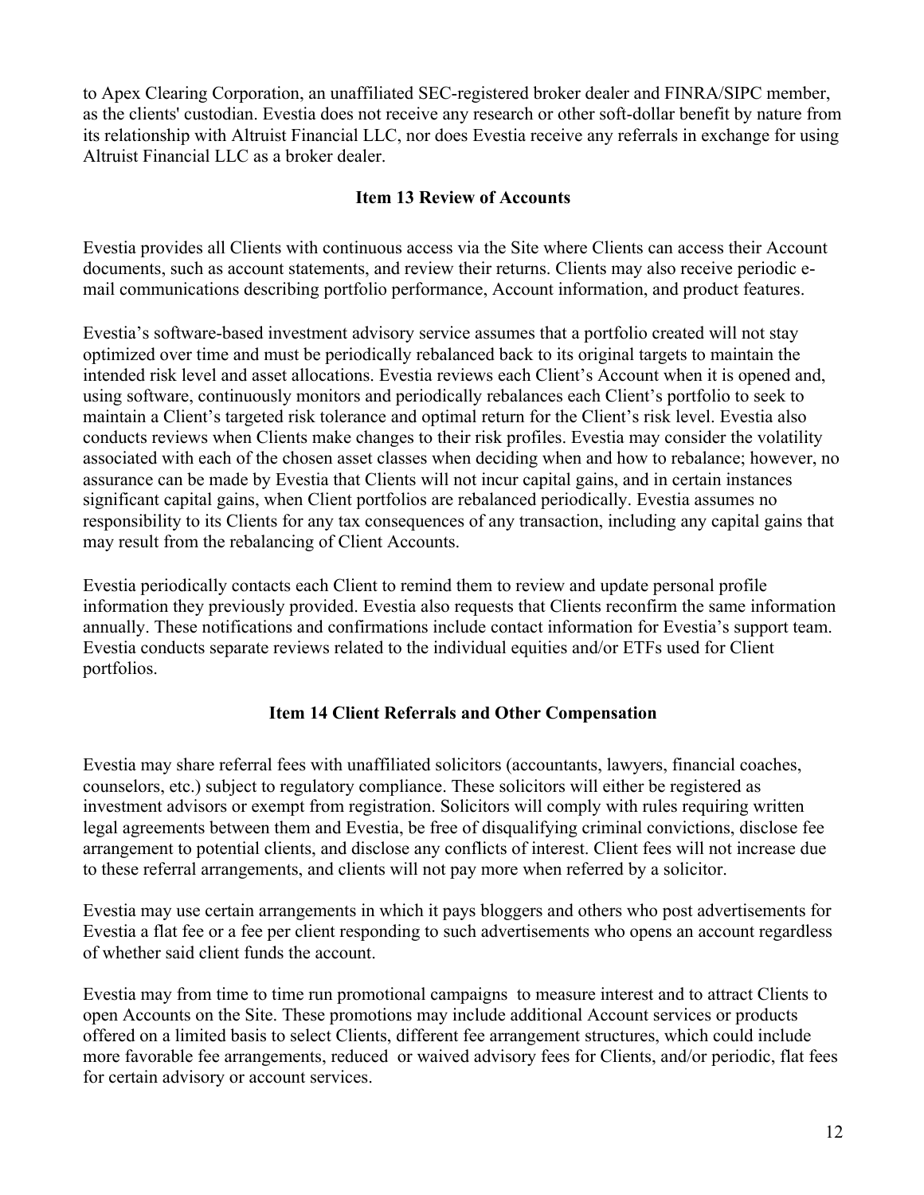to Apex Clearing Corporation, an unaffiliated SEC-registered broker dealer and FINRA/SIPC member, as the clients' custodian. Evestia does not receive any research or other soft-dollar benefit by nature from its relationship with Altruist Financial LLC, nor does Evestia receive any referrals in exchange for using Altruist Financial LLC as a broker dealer.

## Item 13 Review of Accounts

Evestia provides all Clients with continuous access via the Site where Clients can access their Account documents, such as account statements, and review their returns. Clients may also receive periodic e-mail communications describing portfolio performance, Account information, and product features.

Evestia's software-based investment advisory service assumes that a portfolio created will not stay optimized over time and must be periodically rebalanced back to its original targets to maintain the intended risk level and asset allocations. Evestia reviews each Client's Account when it is opened and, using software, continuously monitors and periodically rebalances each Client's portfolio to seek to maintain a Client's targeted risk tolerance and optimal return for the Client's risk level. Evestia also conducts reviews when Clients make changes to their risk profiles. Evestia may consider the volatility associated with each of the chosen asset classes when deciding when and how to rebalance; however, no assurance can be made by Evestia that Clients will not incur capital gains, and in certain instances significant capital gains, when Client portfolios are rebalanced periodically. Evestia assumes no responsibility to its Clients for any tax consequences of any transaction, including any capital gains that may result from the rebalancing of Client Accounts.

Evestia periodically contacts each Client to remind them to review and update personal profile information they previously provided. Evestia also requests that Clients reconfirm the same information annually. These notifications and confirmations include contact information for Evestia's support team. Evestia conducts separate reviews related to the individual equities and/or ETFs used for Client portfolios.

## Item 14 Client Referrals and Other Compensation

Evestia may share referral fees with unaffiliated solicitors (accountants, lawyers, financial coaches, counselors, etc.) subject to regulatory compliance. These solicitors will either be registered as investment advisors or exempt from registration. Solicitors will comply with rules requiring written legal agreements between them and Evestia, be free of disqualifying criminal convictions, disclose fee arrangement to potential clients, and disclose any conflicts of interest. Client fees will not increase due to these referral arrangements, and clients will not pay more when referred by a solicitor.

Evestia may use certain arrangements in which it pays bloggers and others who post advertisements for Evestia a flat fee or a fee per client responding to such advertisements who opens an account regardless of whether said client funds the account.

Evestia may from time to time run promotional campaigns to measure interest and to attract Clients to open Accounts on the Site. These promotions may include additional Account services or products offered on a limited basis to select Clients, different fee arrangement structures, which could include more favorable fee arrangements, reduced or waived advisory fees for Clients, and/or periodic, flat fees for certain advisory or account services.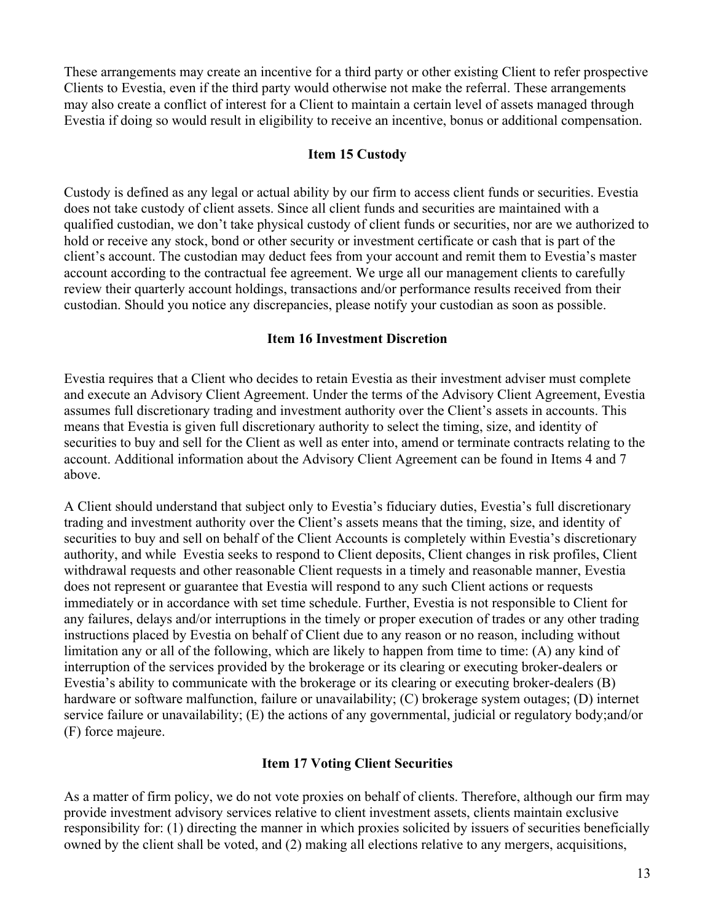These arrangements may create an incentive for a third party or other existing Client to refer prospective Clients to Evestia, even if the third party would otherwise not make the referral. These arrangements may also create a conflict of interest for a Client to maintain a certain level of assets managed through Evestia if doing so would result in eligibility to receive an incentive, bonus or additional compensation.

## Item 15 Custody

Custody is defined as any legal or actual ability by our firm to access client funds or securities. Evestia does not take custody of client assets. Since all client funds and securities are maintained with a qualified custodian, we don't take physical custody of client funds or securities, nor are we authorized to hold or receive any stock, bond or other security or investment certificate or cash that is part of the client's account. The custodian may deduct fees from your account and remit them to Evestia's master account according to the contractual fee agreement. We urge all our management clients to carefully review their quarterly account holdings, transactions and/or performance results received from their custodian. Should you notice any discrepancies, please notify your custodian as soon as possible.

## Item 16 Investment Discretion

Evestia requires that a Client who decides to retain Evestia as their investment adviser must complete and execute an Advisory Client Agreement. Under the terms of the Advisory Client Agreement, Evestia assumes full discretionary trading and investment authority over the Client's assets in accounts. This means that Evestia is given full discretionary authority to select the timing, size, and identity of securities to buy and sell for the Client as well as enter into, amend or terminate contracts relating to the account. Additional information about the Advisory Client Agreement can be found in Items 4 and 7 above.

A Client should understand that subject only to Evestia's fiduciary duties, Evestia's full discretionary trading and investment authority over the Client's assets means that the timing, size, and identity of securities to buy and sell on behalf of the Client Accounts is completely within Evestia's discretionary authority, and while Evestia seeks to respond to Client deposits, Client changes in risk profiles, Client withdrawal requests and other reasonable Client requests in a timely and reasonable manner, Evestia does not represent or guarantee that Evestia will respond to any such Client actions or requests immediately or in accordance with set time schedule. Further, Evestia is not responsible to Client for any failures, delays and/or interruptions in the timely or proper execution of trades or any other trading instructions placed by Evestia on behalf of Client due to any reason or no reason, including without limitation any or all of the following, which are likely to happen from time to time: (A) any kind of interruption of the services provided by the brokerage or its clearing or executing broker-dealers or Evestia's ability to communicate with the brokerage or its clearing or executing broker-dealers (B) hardware or software malfunction, failure or unavailability; (C) brokerage system outages; (D) internet service failure or unavailability; (E) the actions of any governmental, judicial or regulatory body;and/or (F) force majeure.

## Item 17 Voting Client Securities

As a matter of firm policy, we do not vote proxies on behalf of clients. Therefore, although our firm may provide investment advisory services relative to client investment assets, clients maintain exclusive responsibility for: (1) directing the manner in which proxies solicited by issuers of securities beneficially owned by the client shall be voted, and (2) making all elections relative to any mergers, acquisitions,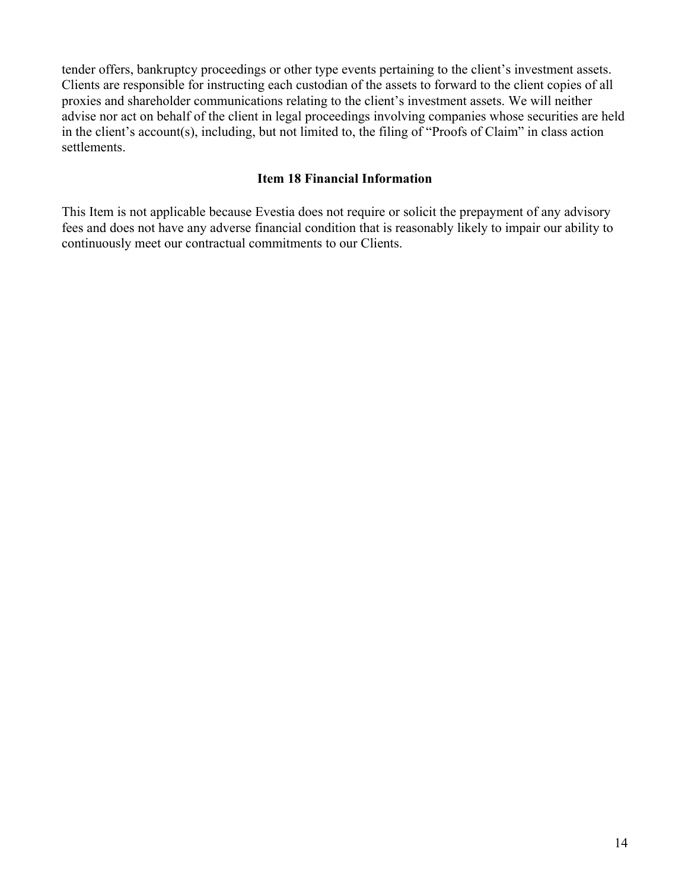tender offers, bankruptcy proceedings or other type events pertaining to the client's investment assets. Clients are responsible for instructing each custodian of the assets to forward to the client copies of all proxies and shareholder communications relating to the client's investment assets. We will neither advise nor act on behalf of the client in legal proceedings involving companies whose securities are held in the client's account(s), including, but not limited to, the filing of "Proofs of Claim" in class action settlements.

## Item 18 Financial Information

This Item is not applicable because Evestia does not require or solicit the prepayment of any advisory fees and does not have any adverse financial condition that is reasonably likely to impair our ability to continuously meet our contractual commitments to our Clients.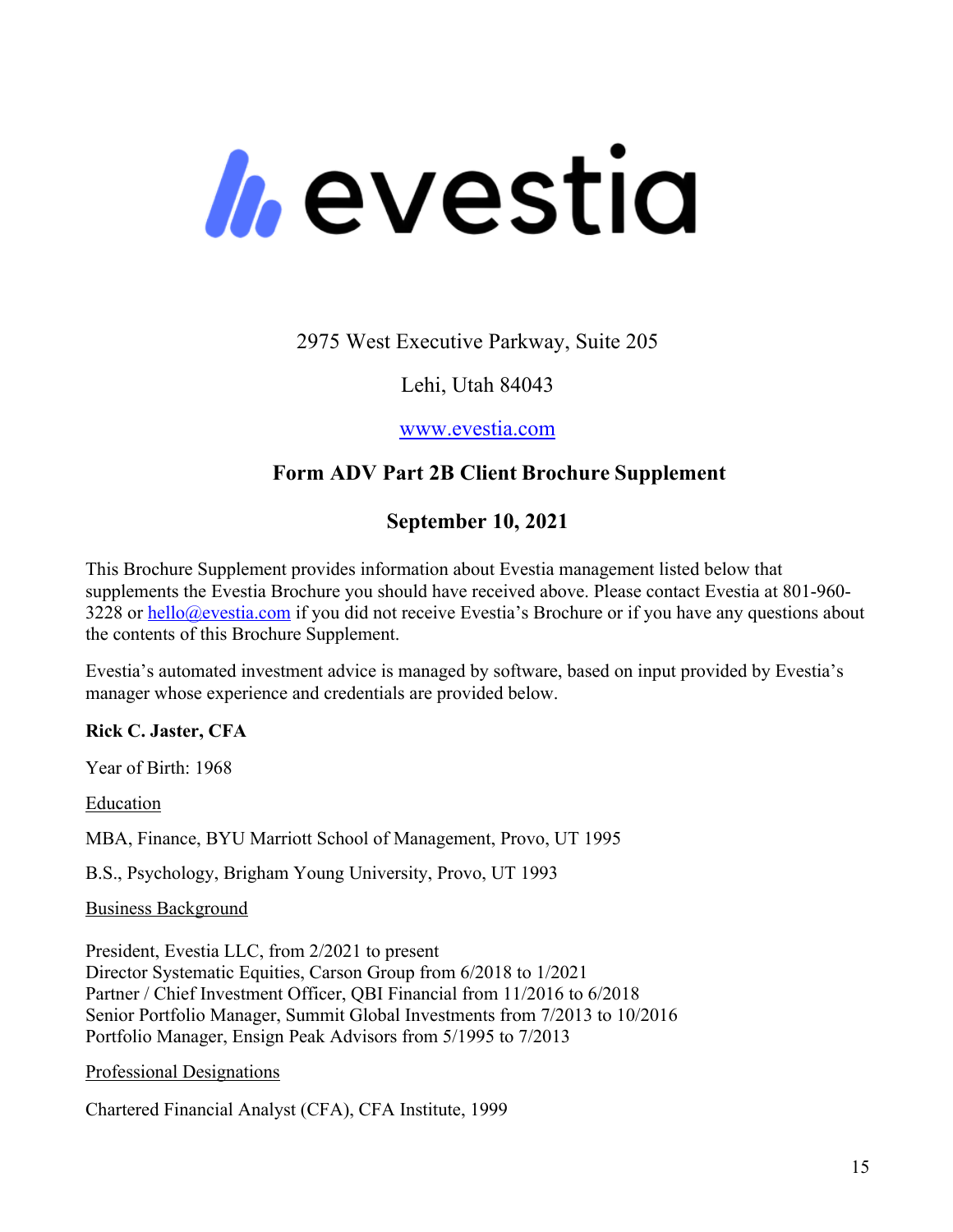# evestia

2975 West Executive Parkway, Suite 205

Lehi, Utah 84043

www.evestia.com

## Form ADV Part 2B Client Brochure Supplement

## September 10, 2021

This Brochure Supplement provides information about Evestia management listed below that supplements the Evestia Brochure you should have received above. Please contact Evestia at 801-960-3228 or hello@evestia.com if you did not receive Evestia's Brochure or if you have any questions about the contents of this Brochure Supplement.

Evestia's automated investment advice is managed by software, based on input provided by Evestia's manager whose experience and credentials are provided below.

**Rick C. Jaster, CFA**

Year of Birth: 1968

Education

MBA, Finance, BYU Marriott School of Management, Provo, UT 1995

B.S., Psychology, Brigham Young University, Provo, UT 1993

Business Background

President, Evestia LLC, from 2/2021 to present
Director Systematic Equities, Carson Group from 6/2018 to 1/2021
Partner / Chief Investment Officer, QBI Financial from 11/2016 to 6/2018
Senior Portfolio Manager, Summit Global Investments from 7/2013 to 10/2016
Portfolio Manager, Ensign Peak Advisors from 5/1995 to 7/2013

Professional Designations

Chartered Financial Analyst (CFA), CFA Institute, 1999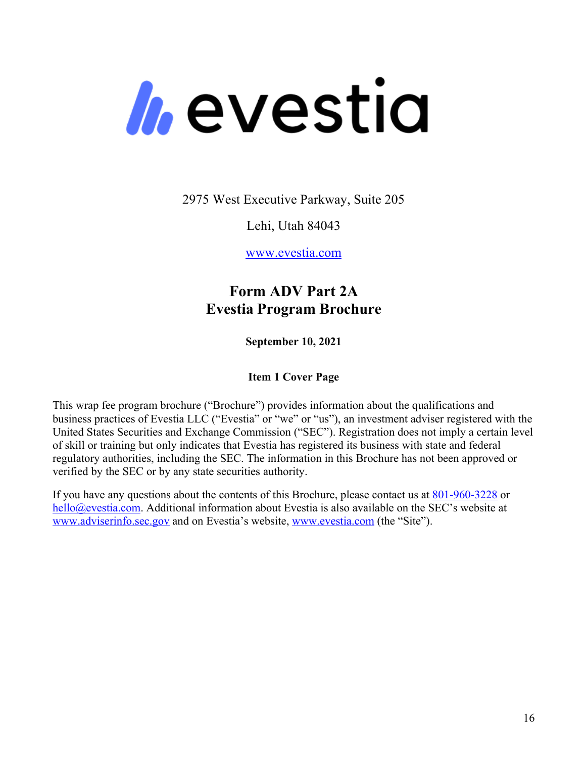evestia

2975 West Executive Parkway, Suite 205

Lehi, Utah 84043

www.evestia.com

# Form ADV Part 2A
# Evestia Program Brochure

**September 10, 2021**

**Item 1 Cover Page**

This wrap fee program brochure ("Brochure") provides information about the qualifications and business practices of Evestia LLC ("Evestia" or "we" or "us"), an investment adviser registered with the United States Securities and Exchange Commission ("SEC"). Registration does not imply a certain level of skill or training but only indicates that Evestia has registered its business with state and federal regulatory authorities, including the SEC. The information in this Brochure has not been approved or verified by the SEC or by any state securities authority.

If you have any questions about the contents of this Brochure, please contact us at 801-960-3228 or hello@evestia.com. Additional information about Evestia is also available on the SEC's website at www.adviserinfo.sec.gov and on Evestia's website, www.evestia.com (the "Site").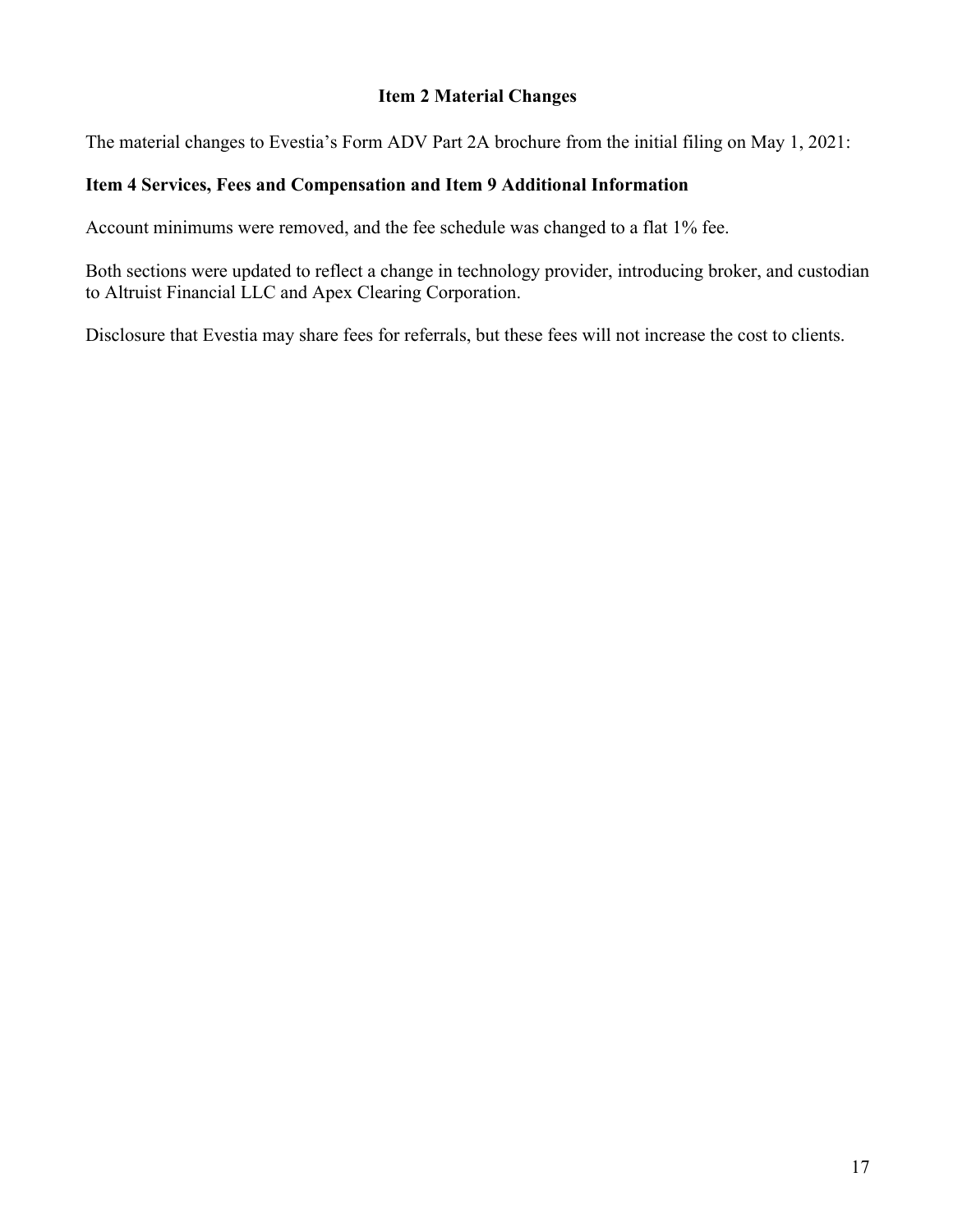## Item 2 Material Changes

The material changes to Evestia's Form ADV Part 2A brochure from the initial filing on May 1, 2021:

### Item 4 Services, Fees and Compensation and Item 9 Additional Information

Account minimums were removed, and the fee schedule was changed to a flat 1% fee.

Both sections were updated to reflect a change in technology provider, introducing broker, and custodian to Altruist Financial LLC and Apex Clearing Corporation.

Disclosure that Evestia may share fees for referrals, but these fees will not increase the cost to clients.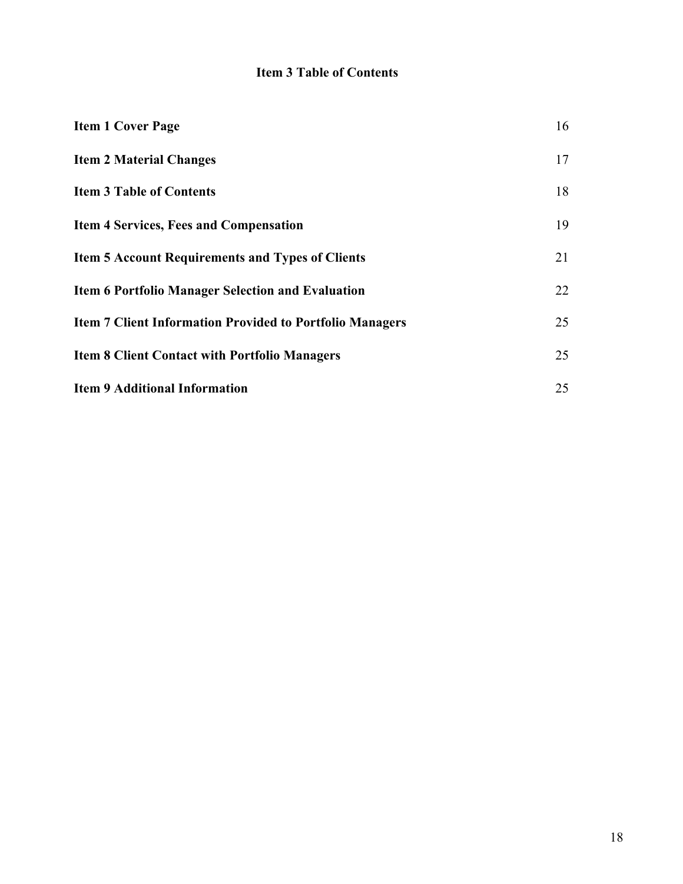## Item 3 Table of Contents

| | |
|---|---|
| **Item 1 Cover Page** | 16 |
| **Item 2 Material Changes** | 17 |
| **Item 3 Table of Contents** | 18 |
| **Item 4 Services, Fees and Compensation** | 19 |
| **Item 5 Account Requirements and Types of Clients** | 21 |
| **Item 6 Portfolio Manager Selection and Evaluation** | 22 |
| **Item 7 Client Information Provided to Portfolio Managers** | 25 |
| **Item 8 Client Contact with Portfolio Managers** | 25 |
| **Item 9 Additional Information** | 25 |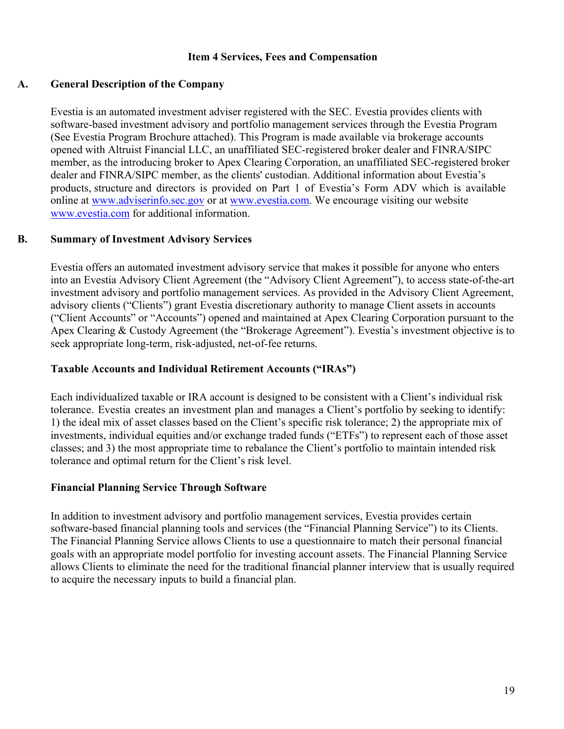# Item 4 Services, Fees and Compensation

## A. General Description of the Company

Evestia is an automated investment adviser registered with the SEC. Evestia provides clients with software-based investment advisory and portfolio management services through the Evestia Program (See Evestia Program Brochure attached). This Program is made available via brokerage accounts opened with Altruist Financial LLC, an unaffiliated SEC-registered broker dealer and FINRA/SIPC member, as the introducing broker to Apex Clearing Corporation, an unaffiliated SEC-registered broker dealer and FINRA/SIPC member, as the clients' custodian. Additional information about Evestia's products, structure and directors is provided on Part 1 of Evestia's Form ADV which is available online at [www.adviserinfo.sec.gov](http://www.adviserinfo.sec.gov) or at [www.evestia.com](http://www.evestia.com). We encourage visiting our website [www.evestia.com](http://www.evestia.com) for additional information.

## B. Summary of Investment Advisory Services

Evestia offers an automated investment advisory service that makes it possible for anyone who enters into an Evestia Advisory Client Agreement (the "Advisory Client Agreement"), to access state-of-the-art investment advisory and portfolio management services. As provided in the Advisory Client Agreement, advisory clients ("Clients") grant Evestia discretionary authority to manage Client assets in accounts ("Client Accounts" or "Accounts") opened and maintained at Apex Clearing Corporation pursuant to the Apex Clearing & Custody Agreement (the "Brokerage Agreement"). Evestia's investment objective is to seek appropriate long-term, risk-adjusted, net-of-fee returns.

### Taxable Accounts and Individual Retirement Accounts ("IRAs")

Each individualized taxable or IRA account is designed to be consistent with a Client's individual risk tolerance. Evestia creates an investment plan and manages a Client's portfolio by seeking to identify: 1) the ideal mix of asset classes based on the Client's specific risk tolerance; 2) the appropriate mix of investments, individual equities and/or exchange traded funds ("ETFs") to represent each of those asset classes; and 3) the most appropriate time to rebalance the Client's portfolio to maintain intended risk tolerance and optimal return for the Client's risk level.

### Financial Planning Service Through Software

In addition to investment advisory and portfolio management services, Evestia provides certain software-based financial planning tools and services (the "Financial Planning Service") to its Clients. The Financial Planning Service allows Clients to use a questionnaire to match their personal financial goals with an appropriate model portfolio for investing account assets. The Financial Planning Service allows Clients to eliminate the need for the traditional financial planner interview that is usually required to acquire the necessary inputs to build a financial plan.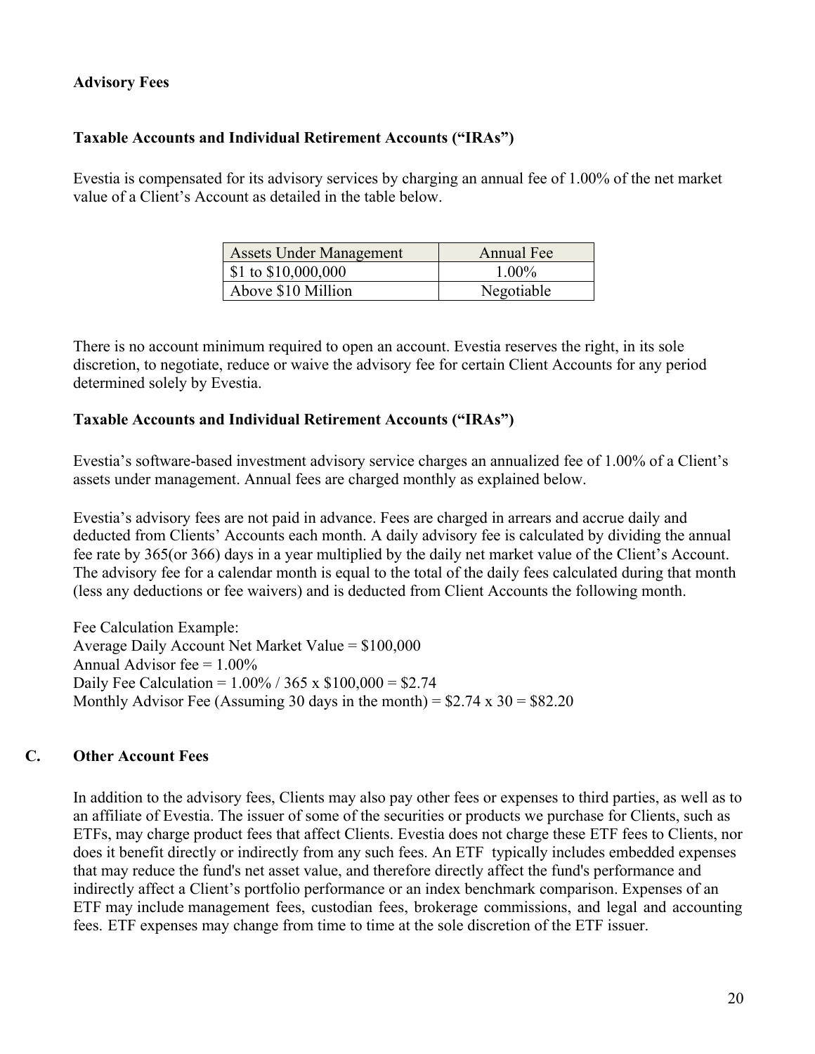**Advisory Fees**

**Taxable Accounts and Individual Retirement Accounts ("IRAs")**

Evestia is compensated for its advisory services by charging an annual fee of 1.00% of the net market value of a Client's Account as detailed in the table below.

| Assets Under Management | Annual Fee |
|---|---|
| $1 to $10,000,000 | 1.00% |
| Above $10 Million | Negotiable |

There is no account minimum required to open an account. Evestia reserves the right, in its sole discretion, to negotiate, reduce or waive the advisory fee for certain Client Accounts for any period determined solely by Evestia.

**Taxable Accounts and Individual Retirement Accounts ("IRAs")**

Evestia's software-based investment advisory service charges an annualized fee of 1.00% of a Client's assets under management. Annual fees are charged monthly as explained below.

Evestia's advisory fees are not paid in advance. Fees are charged in arrears and accrue daily and deducted from Clients' Accounts each month. A daily advisory fee is calculated by dividing the annual fee rate by 365(or 366) days in a year multiplied by the daily net market value of the Client's Account. The advisory fee for a calendar month is equal to the total of the daily fees calculated during that month (less any deductions or fee waivers) and is deducted from Client Accounts the following month.

Fee Calculation Example:
Average Daily Account Net Market Value = $100,000
Annual Advisor fee = 1.00%
Daily Fee Calculation = 1.00% / 365 x $100,000 = $2.74
Monthly Advisor Fee (Assuming 30 days in the month) = $2.74 x 30 = $82.20

## C. Other Account Fees

In addition to the advisory fees, Clients may also pay other fees or expenses to third parties, as well as to an affiliate of Evestia. The issuer of some of the securities or products we purchase for Clients, such as ETFs, may charge product fees that affect Clients. Evestia does not charge these ETF fees to Clients, nor does it benefit directly or indirectly from any such fees. An ETF typically includes embedded expenses that may reduce the fund's net asset value, and therefore directly affect the fund's performance and indirectly affect a Client's portfolio performance or an index benchmark comparison. Expenses of an ETF may include management fees, custodian fees, brokerage commissions, and legal and accounting fees. ETF expenses may change from time to time at the sole discretion of the ETF issuer.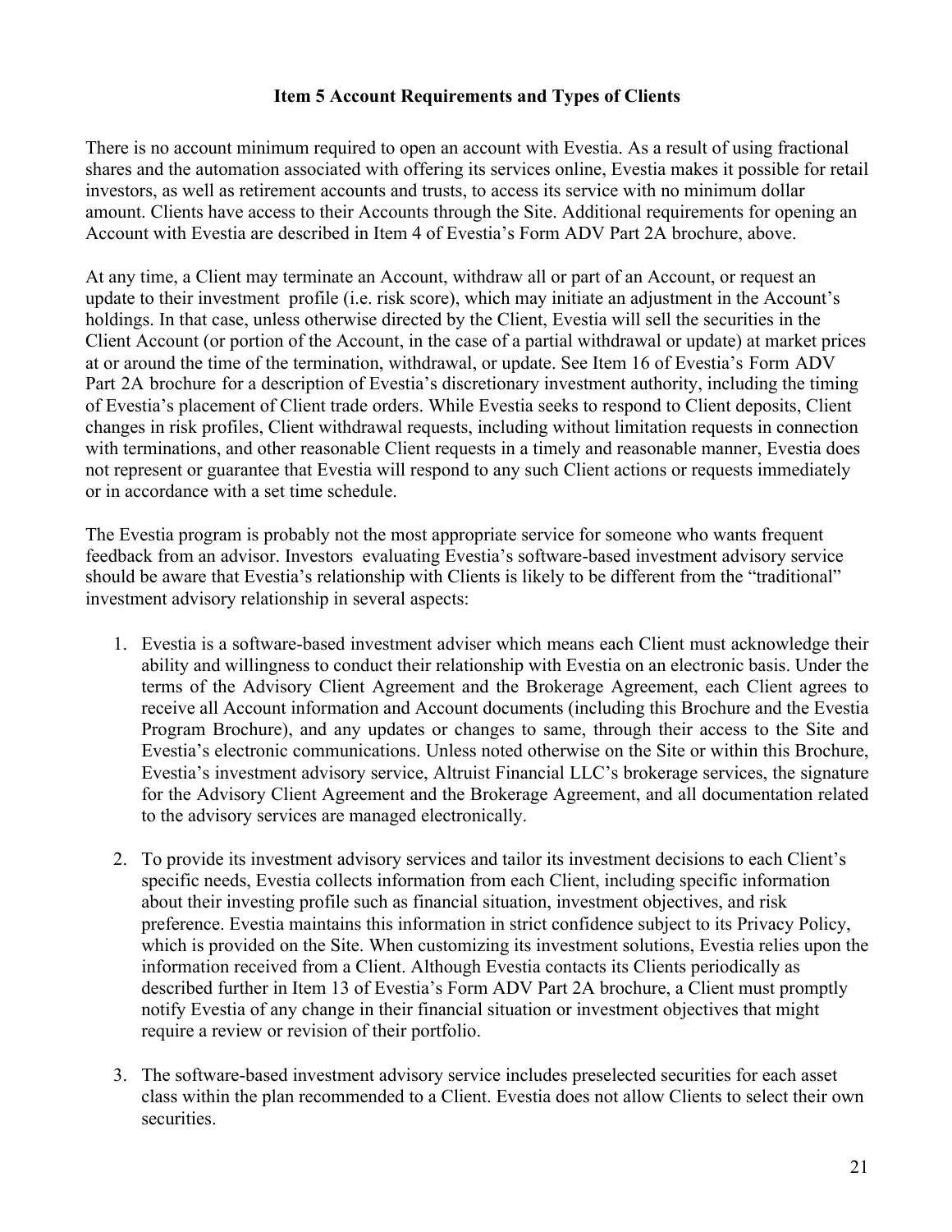## Item 5 Account Requirements and Types of Clients

There is no account minimum required to open an account with Evestia. As a result of using fractional shares and the automation associated with offering its services online, Evestia makes it possible for retail investors, as well as retirement accounts and trusts, to access its service with no minimum dollar amount. Clients have access to their Accounts through the Site. Additional requirements for opening an Account with Evestia are described in Item 4 of Evestia's Form ADV Part 2A brochure, above.

At any time, a Client may terminate an Account, withdraw all or part of an Account, or request an update to their investment profile (i.e. risk score), which may initiate an adjustment in the Account's holdings. In that case, unless otherwise directed by the Client, Evestia will sell the securities in the Client Account (or portion of the Account, in the case of a partial withdrawal or update) at market prices at or around the time of the termination, withdrawal, or update. See Item 16 of Evestia's Form ADV Part 2A brochure for a description of Evestia's discretionary investment authority, including the timing of Evestia's placement of Client trade orders. While Evestia seeks to respond to Client deposits, Client changes in risk profiles, Client withdrawal requests, including without limitation requests in connection with terminations, and other reasonable Client requests in a timely and reasonable manner, Evestia does not represent or guarantee that Evestia will respond to any such Client actions or requests immediately or in accordance with a set time schedule.

The Evestia program is probably not the most appropriate service for someone who wants frequent feedback from an advisor. Investors evaluating Evestia's software-based investment advisory service should be aware that Evestia's relationship with Clients is likely to be different from the "traditional" investment advisory relationship in several aspects:

1. Evestia is a software-based investment adviser which means each Client must acknowledge their ability and willingness to conduct their relationship with Evestia on an electronic basis. Under the terms of the Advisory Client Agreement and the Brokerage Agreement, each Client agrees to receive all Account information and Account documents (including this Brochure and the Evestia Program Brochure), and any updates or changes to same, through their access to the Site and Evestia's electronic communications. Unless noted otherwise on the Site or within this Brochure, Evestia's investment advisory service, Altruist Financial LLC's brokerage services, the signature for the Advisory Client Agreement and the Brokerage Agreement, and all documentation related to the advisory services are managed electronically.

2. To provide its investment advisory services and tailor its investment decisions to each Client's specific needs, Evestia collects information from each Client, including specific information about their investing profile such as financial situation, investment objectives, and risk preference. Evestia maintains this information in strict confidence subject to its Privacy Policy, which is provided on the Site. When customizing its investment solutions, Evestia relies upon the information received from a Client. Although Evestia contacts its Clients periodically as described further in Item 13 of Evestia's Form ADV Part 2A brochure, a Client must promptly notify Evestia of any change in their financial situation or investment objectives that might require a review or revision of their portfolio.

3. The software-based investment advisory service includes preselected securities for each asset class within the plan recommended to a Client. Evestia does not allow Clients to select their own securities.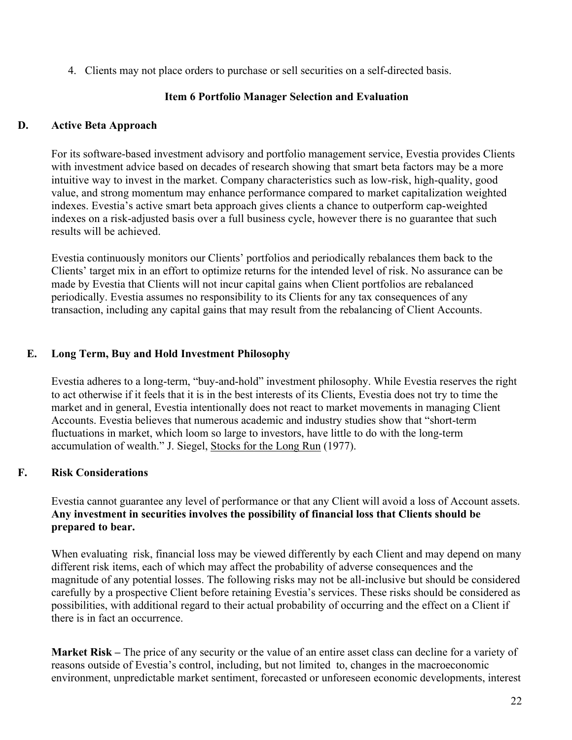4. Clients may not place orders to purchase or sell securities on a self-directed basis.

## Item 6 Portfolio Manager Selection and Evaluation

### D. Active Beta Approach

For its software-based investment advisory and portfolio management service, Evestia provides Clients with investment advice based on decades of research showing that smart beta factors may be a more intuitive way to invest in the market. Company characteristics such as low-risk, high-quality, good value, and strong momentum may enhance performance compared to market capitalization weighted indexes. Evestia's active smart beta approach gives clients a chance to outperform cap-weighted indexes on a risk-adjusted basis over a full business cycle, however there is no guarantee that such results will be achieved.

Evestia continuously monitors our Clients' portfolios and periodically rebalances them back to the Clients' target mix in an effort to optimize returns for the intended level of risk. No assurance can be made by Evestia that Clients will not incur capital gains when Client portfolios are rebalanced periodically. Evestia assumes no responsibility to its Clients for any tax consequences of any transaction, including any capital gains that may result from the rebalancing of Client Accounts.

### E. Long Term, Buy and Hold Investment Philosophy

Evestia adheres to a long-term, "buy-and-hold" investment philosophy. While Evestia reserves the right to act otherwise if it feels that it is in the best interests of its Clients, Evestia does not try to time the market and in general, Evestia intentionally does not react to market movements in managing Client Accounts. Evestia believes that numerous academic and industry studies show that "short-term fluctuations in market, which loom so large to investors, have little to do with the long-term accumulation of wealth." J. Siegel, Stocks for the Long Run (1977).

### F. Risk Considerations

Evestia cannot guarantee any level of performance or that any Client will avoid a loss of Account assets. **Any investment in securities involves the possibility of financial loss that Clients should be prepared to bear.**

When evaluating risk, financial loss may be viewed differently by each Client and may depend on many different risk items, each of which may affect the probability of adverse consequences and the magnitude of any potential losses. The following risks may not be all-inclusive but should be considered carefully by a prospective Client before retaining Evestia's services. These risks should be considered as possibilities, with additional regard to their actual probability of occurring and the effect on a Client if there is in fact an occurrence.

**Market Risk –** The price of any security or the value of an entire asset class can decline for a variety of reasons outside of Evestia's control, including, but not limited to, changes in the macroeconomic environment, unpredictable market sentiment, forecasted or unforeseen economic developments, interest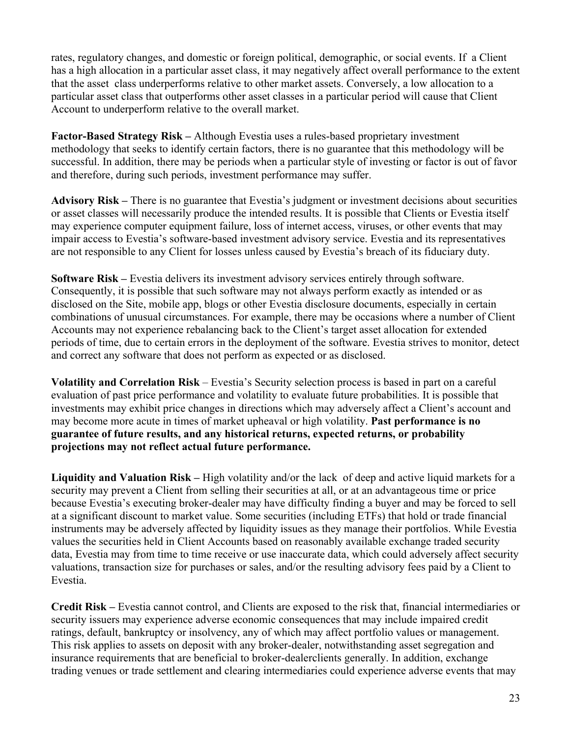rates, regulatory changes, and domestic or foreign political, demographic, or social events. If a Client has a high allocation in a particular asset class, it may negatively affect overall performance to the extent that the asset class underperforms relative to other market assets. Conversely, a low allocation to a particular asset class that outperforms other asset classes in a particular period will cause that Client Account to underperform relative to the overall market.

**Factor-Based Strategy Risk –** Although Evestia uses a rules-based proprietary investment methodology that seeks to identify certain factors, there is no guarantee that this methodology will be successful. In addition, there may be periods when a particular style of investing or factor is out of favor and therefore, during such periods, investment performance may suffer.

**Advisory Risk –** There is no guarantee that Evestia's judgment or investment decisions about securities or asset classes will necessarily produce the intended results. It is possible that Clients or Evestia itself may experience computer equipment failure, loss of internet access, viruses, or other events that may impair access to Evestia's software-based investment advisory service. Evestia and its representatives are not responsible to any Client for losses unless caused by Evestia's breach of its fiduciary duty.

**Software Risk –** Evestia delivers its investment advisory services entirely through software. Consequently, it is possible that such software may not always perform exactly as intended or as disclosed on the Site, mobile app, blogs or other Evestia disclosure documents, especially in certain combinations of unusual circumstances. For example, there may be occasions where a number of Client Accounts may not experience rebalancing back to the Client's target asset allocation for extended periods of time, due to certain errors in the deployment of the software. Evestia strives to monitor, detect and correct any software that does not perform as expected or as disclosed.

**Volatility and Correlation Risk** – Evestia's Security selection process is based in part on a careful evaluation of past price performance and volatility to evaluate future probabilities. It is possible that investments may exhibit price changes in directions which may adversely affect a Client's account and may become more acute in times of market upheaval or high volatility. **Past performance is no guarantee of future results, and any historical returns, expected returns, or probability projections may not reflect actual future performance.**

**Liquidity and Valuation Risk –** High volatility and/or the lack of deep and active liquid markets for a security may prevent a Client from selling their securities at all, or at an advantageous time or price because Evestia's executing broker-dealer may have difficulty finding a buyer and may be forced to sell at a significant discount to market value. Some securities (including ETFs) that hold or trade financial instruments may be adversely affected by liquidity issues as they manage their portfolios. While Evestia values the securities held in Client Accounts based on reasonably available exchange traded security data, Evestia may from time to time receive or use inaccurate data, which could adversely affect security valuations, transaction size for purchases or sales, and/or the resulting advisory fees paid by a Client to Evestia.

**Credit Risk –** Evestia cannot control, and Clients are exposed to the risk that, financial intermediaries or security issuers may experience adverse economic consequences that may include impaired credit ratings, default, bankruptcy or insolvency, any of which may affect portfolio values or management. This risk applies to assets on deposit with any broker-dealer, notwithstanding asset segregation and insurance requirements that are beneficial to broker-dealerclients generally. In addition, exchange trading venues or trade settlement and clearing intermediaries could experience adverse events that may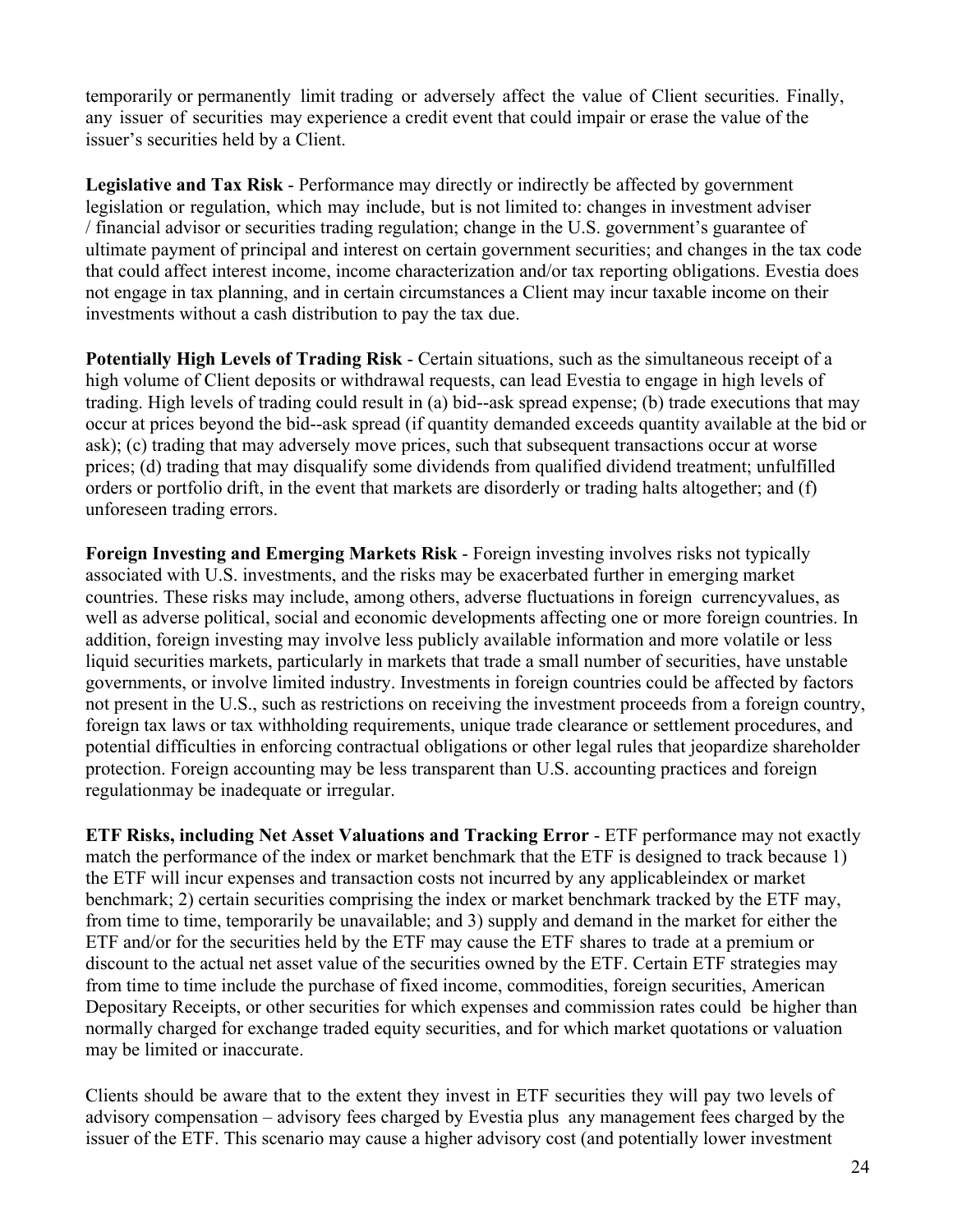temporarily or permanently limit trading or adversely affect the value of Client securities. Finally, any issuer of securities may experience a credit event that could impair or erase the value of the issuer's securities held by a Client.

**Legislative and Tax Risk** - Performance may directly or indirectly be affected by government legislation or regulation, which may include, but is not limited to: changes in investment adviser / financial advisor or securities trading regulation; change in the U.S. government's guarantee of ultimate payment of principal and interest on certain government securities; and changes in the tax code that could affect interest income, income characterization and/or tax reporting obligations. Evestia does not engage in tax planning, and in certain circumstances a Client may incur taxable income on their investments without a cash distribution to pay the tax due.

**Potentially High Levels of Trading Risk** - Certain situations, such as the simultaneous receipt of a high volume of Client deposits or withdrawal requests, can lead Evestia to engage in high levels of trading. High levels of trading could result in (a) bid--ask spread expense; (b) trade executions that may occur at prices beyond the bid--ask spread (if quantity demanded exceeds quantity available at the bid or ask); (c) trading that may adversely move prices, such that subsequent transactions occur at worse prices; (d) trading that may disqualify some dividends from qualified dividend treatment; unfulfilled orders or portfolio drift, in the event that markets are disorderly or trading halts altogether; and (f) unforeseen trading errors.

**Foreign Investing and Emerging Markets Risk** - Foreign investing involves risks not typically associated with U.S. investments, and the risks may be exacerbated further in emerging market countries. These risks may include, among others, adverse fluctuations in foreign currencyvalues, as well as adverse political, social and economic developments affecting one or more foreign countries. In addition, foreign investing may involve less publicly available information and more volatile or less liquid securities markets, particularly in markets that trade a small number of securities, have unstable governments, or involve limited industry. Investments in foreign countries could be affected by factors not present in the U.S., such as restrictions on receiving the investment proceeds from a foreign country, foreign tax laws or tax withholding requirements, unique trade clearance or settlement procedures, and potential difficulties in enforcing contractual obligations or other legal rules that jeopardize shareholder protection. Foreign accounting may be less transparent than U.S. accounting practices and foreign regulationmay be inadequate or irregular.

**ETF Risks, including Net Asset Valuations and Tracking Error** - ETF performance may not exactly match the performance of the index or market benchmark that the ETF is designed to track because 1) the ETF will incur expenses and transaction costs not incurred by any applicableindex or market benchmark; 2) certain securities comprising the index or market benchmark tracked by the ETF may, from time to time, temporarily be unavailable; and 3) supply and demand in the market for either the ETF and/or for the securities held by the ETF may cause the ETF shares to trade at a premium or discount to the actual net asset value of the securities owned by the ETF. Certain ETF strategies may from time to time include the purchase of fixed income, commodities, foreign securities, American Depositary Receipts, or other securities for which expenses and commission rates could be higher than normally charged for exchange traded equity securities, and for which market quotations or valuation may be limited or inaccurate.

Clients should be aware that to the extent they invest in ETF securities they will pay two levels of advisory compensation – advisory fees charged by Evestia plus any management fees charged by the issuer of the ETF. This scenario may cause a higher advisory cost (and potentially lower investment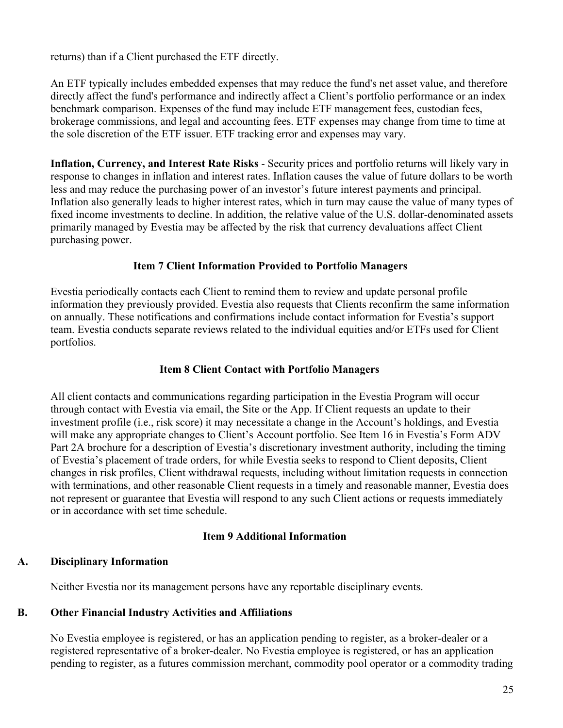returns) than if a Client purchased the ETF directly.

An ETF typically includes embedded expenses that may reduce the fund's net asset value, and therefore directly affect the fund's performance and indirectly affect a Client's portfolio performance or an index benchmark comparison. Expenses of the fund may include ETF management fees, custodian fees, brokerage commissions, and legal and accounting fees. ETF expenses may change from time to time at the sole discretion of the ETF issuer. ETF tracking error and expenses may vary.

**Inflation, Currency, and Interest Rate Risks** - Security prices and portfolio returns will likely vary in response to changes in inflation and interest rates. Inflation causes the value of future dollars to be worth less and may reduce the purchasing power of an investor's future interest payments and principal. Inflation also generally leads to higher interest rates, which in turn may cause the value of many types of fixed income investments to decline. In addition, the relative value of the U.S. dollar-denominated assets primarily managed by Evestia may be affected by the risk that currency devaluations affect Client purchasing power.

## Item 7 Client Information Provided to Portfolio Managers

Evestia periodically contacts each Client to remind them to review and update personal profile information they previously provided. Evestia also requests that Clients reconfirm the same information on annually. These notifications and confirmations include contact information for Evestia's support team. Evestia conducts separate reviews related to the individual equities and/or ETFs used for Client portfolios.

## Item 8 Client Contact with Portfolio Managers

All client contacts and communications regarding participation in the Evestia Program will occur through contact with Evestia via email, the Site or the App. If Client requests an update to their investment profile (i.e., risk score) it may necessitate a change in the Account's holdings, and Evestia will make any appropriate changes to Client's Account portfolio. See Item 16 in Evestia's Form ADV Part 2A brochure for a description of Evestia's discretionary investment authority, including the timing of Evestia's placement of trade orders, for while Evestia seeks to respond to Client deposits, Client changes in risk profiles, Client withdrawal requests, including without limitation requests in connection with terminations, and other reasonable Client requests in a timely and reasonable manner, Evestia does not represent or guarantee that Evestia will respond to any such Client actions or requests immediately or in accordance with set time schedule.

## Item 9 Additional Information

### A. Disciplinary Information

Neither Evestia nor its management persons have any reportable disciplinary events.

### B. Other Financial Industry Activities and Affiliations

No Evestia employee is registered, or has an application pending to register, as a broker-dealer or a registered representative of a broker-dealer. No Evestia employee is registered, or has an application pending to register, as a futures commission merchant, commodity pool operator or a commodity trading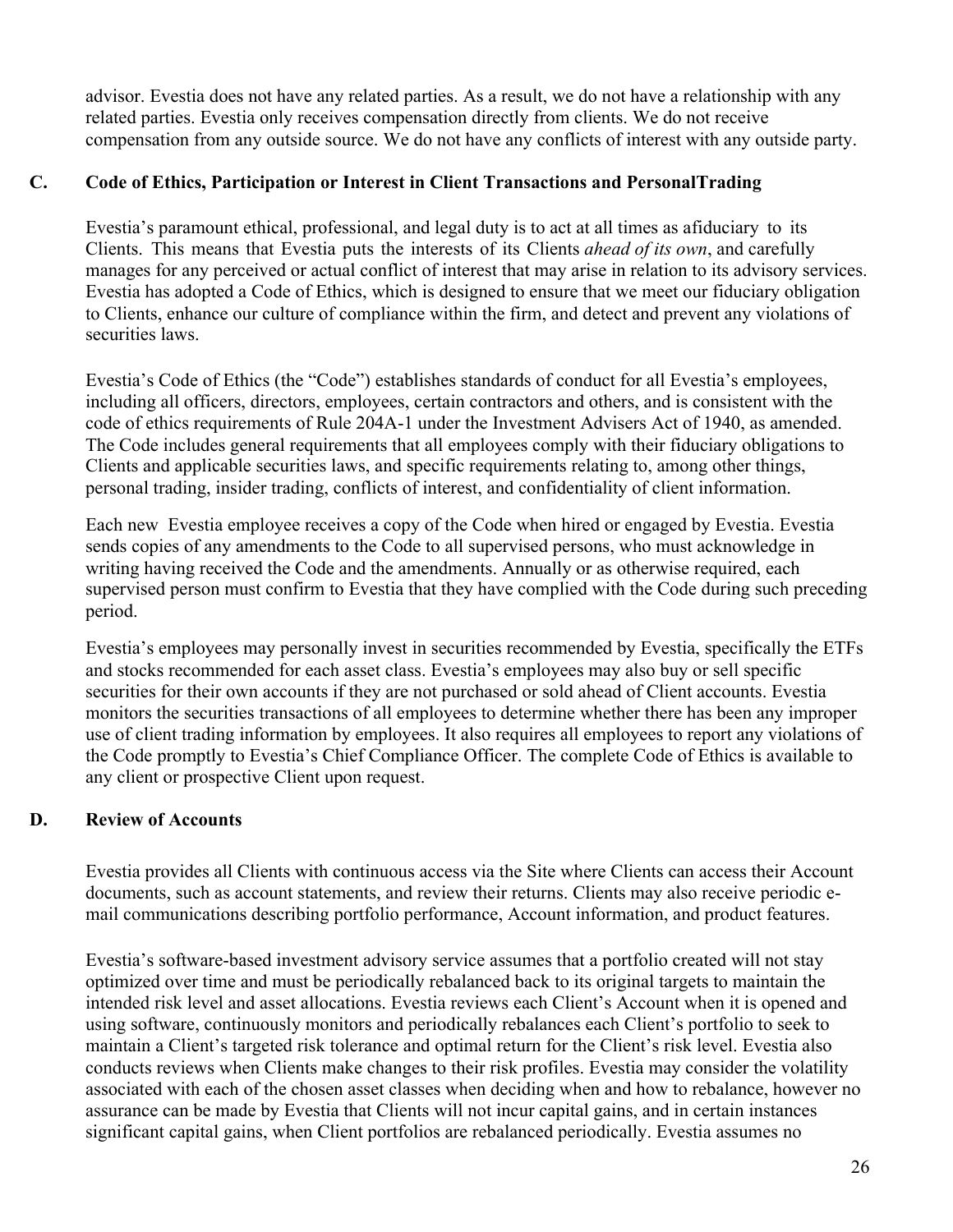advisor. Evestia does not have any related parties. As a result, we do not have a relationship with any related parties. Evestia only receives compensation directly from clients. We do not receive compensation from any outside source. We do not have any conflicts of interest with any outside party.

## C. Code of Ethics, Participation or Interest in Client Transactions and PersonalTrading

Evestia's paramount ethical, professional, and legal duty is to act at all times as afiduciary to its Clients. This means that Evestia puts the interests of its Clients *ahead of its own*, and carefully manages for any perceived or actual conflict of interest that may arise in relation to its advisory services. Evestia has adopted a Code of Ethics, which is designed to ensure that we meet our fiduciary obligation to Clients, enhance our culture of compliance within the firm, and detect and prevent any violations of securities laws.

Evestia's Code of Ethics (the "Code") establishes standards of conduct for all Evestia's employees, including all officers, directors, employees, certain contractors and others, and is consistent with the code of ethics requirements of Rule 204A-1 under the Investment Advisers Act of 1940, as amended. The Code includes general requirements that all employees comply with their fiduciary obligations to Clients and applicable securities laws, and specific requirements relating to, among other things, personal trading, insider trading, conflicts of interest, and confidentiality of client information.

Each new Evestia employee receives a copy of the Code when hired or engaged by Evestia. Evestia sends copies of any amendments to the Code to all supervised persons, who must acknowledge in writing having received the Code and the amendments. Annually or as otherwise required, each supervised person must confirm to Evestia that they have complied with the Code during such preceding period.

Evestia's employees may personally invest in securities recommended by Evestia, specifically the ETFs and stocks recommended for each asset class. Evestia's employees may also buy or sell specific securities for their own accounts if they are not purchased or sold ahead of Client accounts. Evestia monitors the securities transactions of all employees to determine whether there has been any improper use of client trading information by employees. It also requires all employees to report any violations of the Code promptly to Evestia's Chief Compliance Officer. The complete Code of Ethics is available to any client or prospective Client upon request.

## D. Review of Accounts

Evestia provides all Clients with continuous access via the Site where Clients can access their Account documents, such as account statements, and review their returns. Clients may also receive periodic e-mail communications describing portfolio performance, Account information, and product features.

Evestia's software-based investment advisory service assumes that a portfolio created will not stay optimized over time and must be periodically rebalanced back to its original targets to maintain the intended risk level and asset allocations. Evestia reviews each Client's Account when it is opened and using software, continuously monitors and periodically rebalances each Client's portfolio to seek to maintain a Client's targeted risk tolerance and optimal return for the Client's risk level. Evestia also conducts reviews when Clients make changes to their risk profiles. Evestia may consider the volatility associated with each of the chosen asset classes when deciding when and how to rebalance, however no assurance can be made by Evestia that Clients will not incur capital gains, and in certain instances significant capital gains, when Client portfolios are rebalanced periodically. Evestia assumes no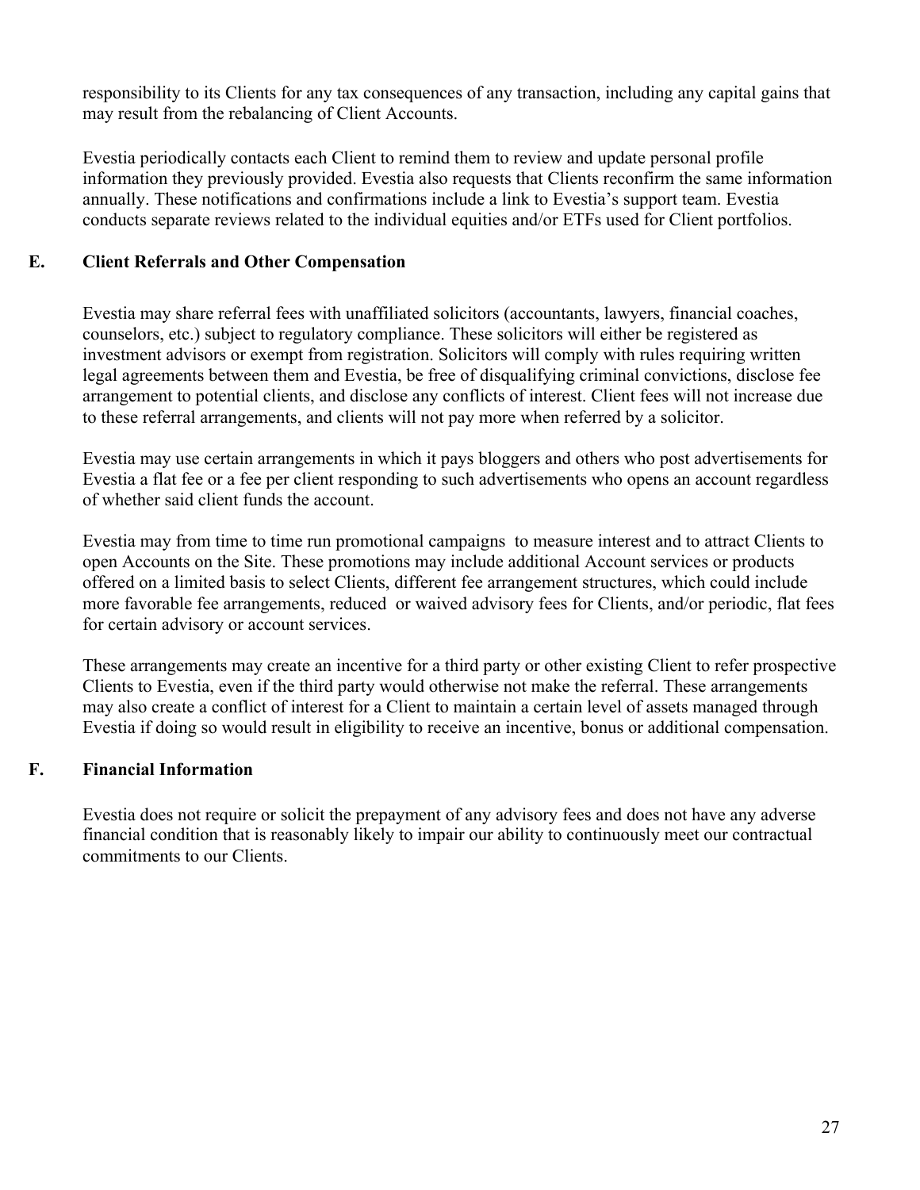responsibility to its Clients for any tax consequences of any transaction, including any capital gains that may result from the rebalancing of Client Accounts.

Evestia periodically contacts each Client to remind them to review and update personal profile information they previously provided. Evestia also requests that Clients reconfirm the same information annually. These notifications and confirmations include a link to Evestia's support team. Evestia conducts separate reviews related to the individual equities and/or ETFs used for Client portfolios.

### E. Client Referrals and Other Compensation

Evestia may share referral fees with unaffiliated solicitors (accountants, lawyers, financial coaches, counselors, etc.) subject to regulatory compliance. These solicitors will either be registered as investment advisors or exempt from registration. Solicitors will comply with rules requiring written legal agreements between them and Evestia, be free of disqualifying criminal convictions, disclose fee arrangement to potential clients, and disclose any conflicts of interest. Client fees will not increase due to these referral arrangements, and clients will not pay more when referred by a solicitor.

Evestia may use certain arrangements in which it pays bloggers and others who post advertisements for Evestia a flat fee or a fee per client responding to such advertisements who opens an account regardless of whether said client funds the account.

Evestia may from time to time run promotional campaigns to measure interest and to attract Clients to open Accounts on the Site. These promotions may include additional Account services or products offered on a limited basis to select Clients, different fee arrangement structures, which could include more favorable fee arrangements, reduced or waived advisory fees for Clients, and/or periodic, flat fees for certain advisory or account services.

These arrangements may create an incentive for a third party or other existing Client to refer prospective Clients to Evestia, even if the third party would otherwise not make the referral. These arrangements may also create a conflict of interest for a Client to maintain a certain level of assets managed through Evestia if doing so would result in eligibility to receive an incentive, bonus or additional compensation.

### F. Financial Information

Evestia does not require or solicit the prepayment of any advisory fees and does not have any adverse financial condition that is reasonably likely to impair our ability to continuously meet our contractual commitments to our Clients.